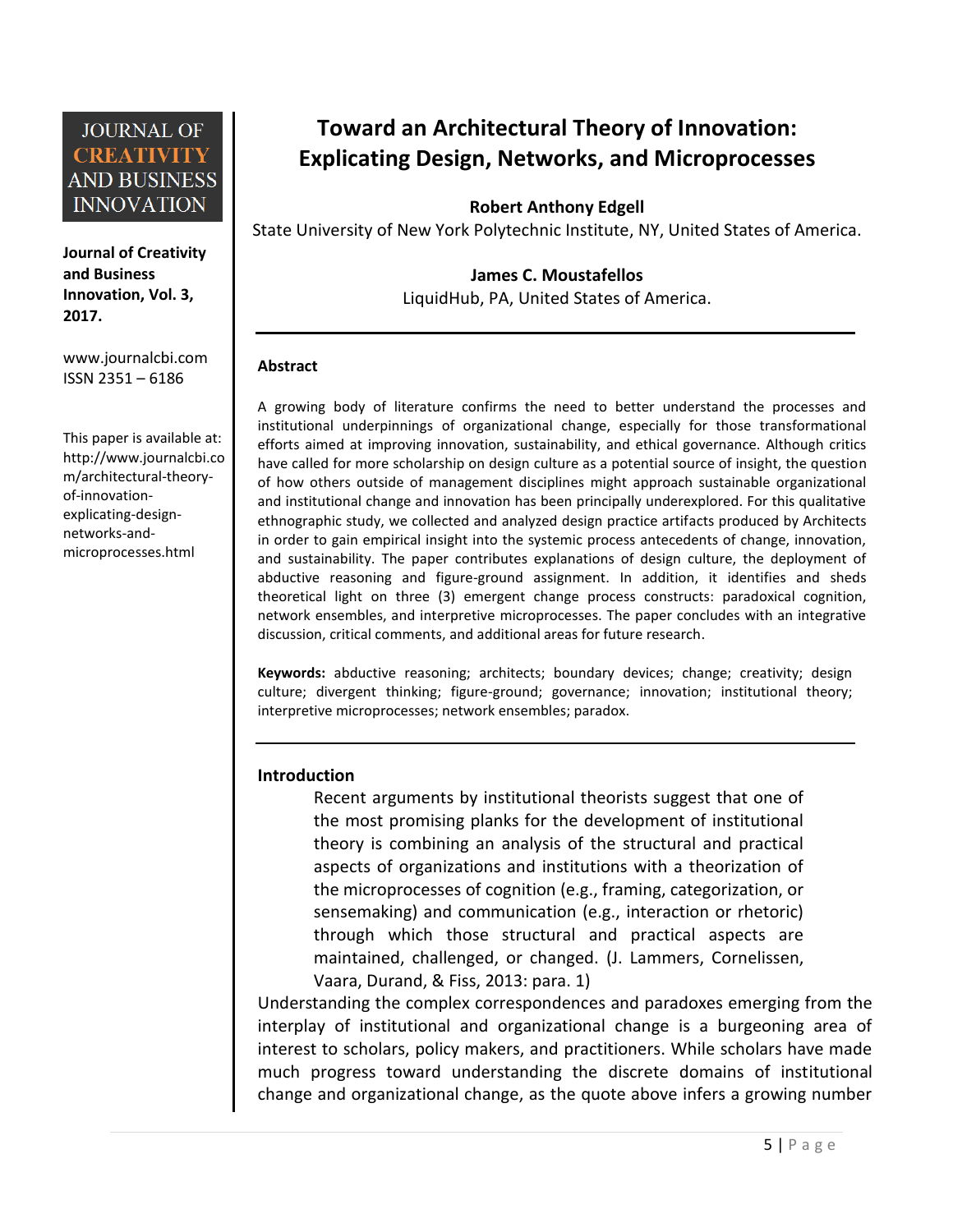JOURNAL OF CREATIVITY AND BUSINESS INNOVATION

**Journal of Creativity and Business Innovation, Vol. 3, 2017.**

www.journalcbi.com
ISSN 2351 – 6186

This paper is available at: http://www.journalcbi.com/architectural-theory-of-innovation-explicating-design-networks-and-microprocesses.html

# Toward an Architectural Theory of Innovation: Explicating Design, Networks, and Microprocesses

**Robert Anthony Edgell**
State University of New York Polytechnic Institute, NY, United States of America.

**James C. Moustafellos**
LiquidHub, PA, United States of America.

---

### Abstract

A growing body of literature confirms the need to better understand the processes and institutional underpinnings of organizational change, especially for those transformational efforts aimed at improving innovation, sustainability, and ethical governance. Although critics have called for more scholarship on design culture as a potential source of insight, the question of how others outside of management disciplines might approach sustainable organizational and institutional change and innovation has been principally underexplored. For this qualitative ethnographic study, we collected and analyzed design practice artifacts produced by Architects in order to gain empirical insight into the systemic process antecedents of change, innovation, and sustainability. The paper contributes explanations of design culture, the deployment of abductive reasoning and figure-ground assignment. In addition, it identifies and sheds theoretical light on three (3) emergent change process constructs: paradoxical cognition, network ensembles, and interpretive microprocesses. The paper concludes with an integrative discussion, critical comments, and additional areas for future research.

**Keywords:** abductive reasoning; architects; boundary devices; change; creativity; design culture; divergent thinking; figure-ground; governance; innovation; institutional theory; interpretive microprocesses; network ensembles; paradox.

---

### Introduction

> Recent arguments by institutional theorists suggest that one of the most promising planks for the development of institutional theory is combining an analysis of the structural and practical aspects of organizations and institutions with a theorization of the microprocesses of cognition (e.g., framing, categorization, or sensemaking) and communication (e.g., interaction or rhetoric) through which those structural and practical aspects are maintained, challenged, or changed. (J. Lammers, Cornelissen, Vaara, Durand, & Fiss, 2013: para. 1)

Understanding the complex correspondences and paradoxes emerging from the interplay of institutional and organizational change is a burgeoning area of interest to scholars, policy makers, and practitioners. While scholars have made much progress toward understanding the discrete domains of institutional change and organizational change, as the quote above infers a growing number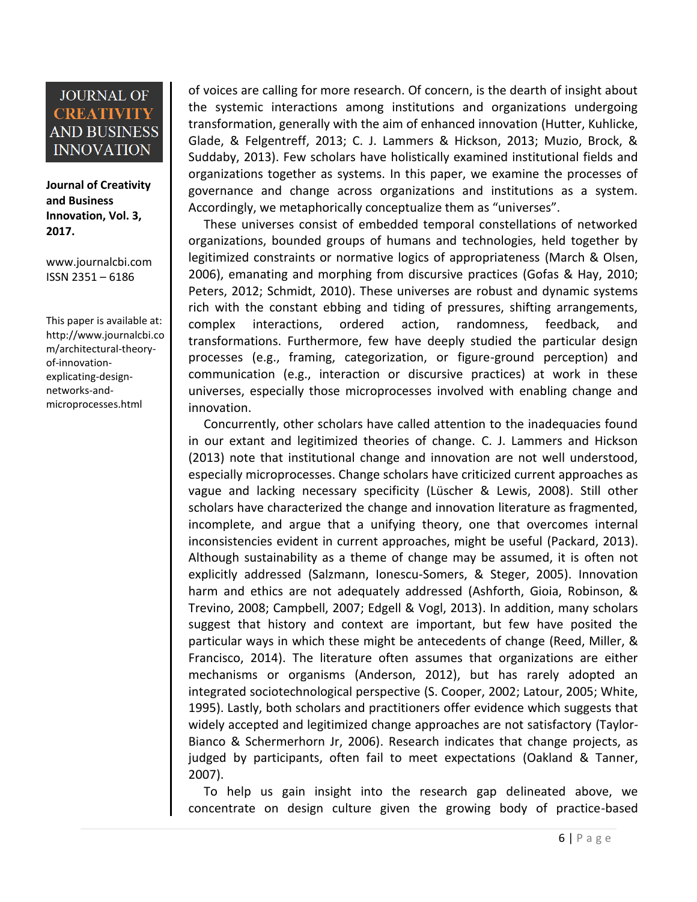of voices are calling for more research. Of concern, is the dearth of insight about the systemic interactions among institutions and organizations undergoing transformation, generally with the aim of enhanced innovation (Hutter, Kuhlicke, Glade, & Felgentreff, 2013; C. J. Lammers & Hickson, 2013; Muzio, Brock, & Suddaby, 2013). Few scholars have holistically examined institutional fields and organizations together as systems. In this paper, we examine the processes of governance and change across organizations and institutions as a system. Accordingly, we metaphorically conceptualize them as "universes".

These universes consist of embedded temporal constellations of networked organizations, bounded groups of humans and technologies, held together by legitimized constraints or normative logics of appropriateness (March & Olsen, 2006), emanating and morphing from discursive practices (Gofas & Hay, 2010; Peters, 2012; Schmidt, 2010). These universes are robust and dynamic systems rich with the constant ebbing and tiding of pressures, shifting arrangements, complex interactions, ordered action, randomness, feedback, and transformations. Furthermore, few have deeply studied the particular design processes (e.g., framing, categorization, or figure-ground perception) and communication (e.g., interaction or discursive practices) at work in these universes, especially those microprocesses involved with enabling change and innovation.

Concurrently, other scholars have called attention to the inadequacies found in our extant and legitimized theories of change. C. J. Lammers and Hickson (2013) note that institutional change and innovation are not well understood, especially microprocesses. Change scholars have criticized current approaches as vague and lacking necessary specificity (Lüscher & Lewis, 2008). Still other scholars have characterized the change and innovation literature as fragmented, incomplete, and argue that a unifying theory, one that overcomes internal inconsistencies evident in current approaches, might be useful (Packard, 2013). Although sustainability as a theme of change may be assumed, it is often not explicitly addressed (Salzmann, Ionescu-Somers, & Steger, 2005). Innovation harm and ethics are not adequately addressed (Ashforth, Gioia, Robinson, & Trevino, 2008; Campbell, 2007; Edgell & Vogl, 2013). In addition, many scholars suggest that history and context are important, but few have posited the particular ways in which these might be antecedents of change (Reed, Miller, & Francisco, 2014). The literature often assumes that organizations are either mechanisms or organisms (Anderson, 2012), but has rarely adopted an integrated sociotechnological perspective (S. Cooper, 2002; Latour, 2005; White, 1995). Lastly, both scholars and practitioners offer evidence which suggests that widely accepted and legitimized change approaches are not satisfactory (Taylor-Bianco & Schermerhorn Jr, 2006). Research indicates that change projects, as judged by participants, often fail to meet expectations (Oakland & Tanner, 2007).

To help us gain insight into the research gap delineated above, we concentrate on design culture given the growing body of practice-based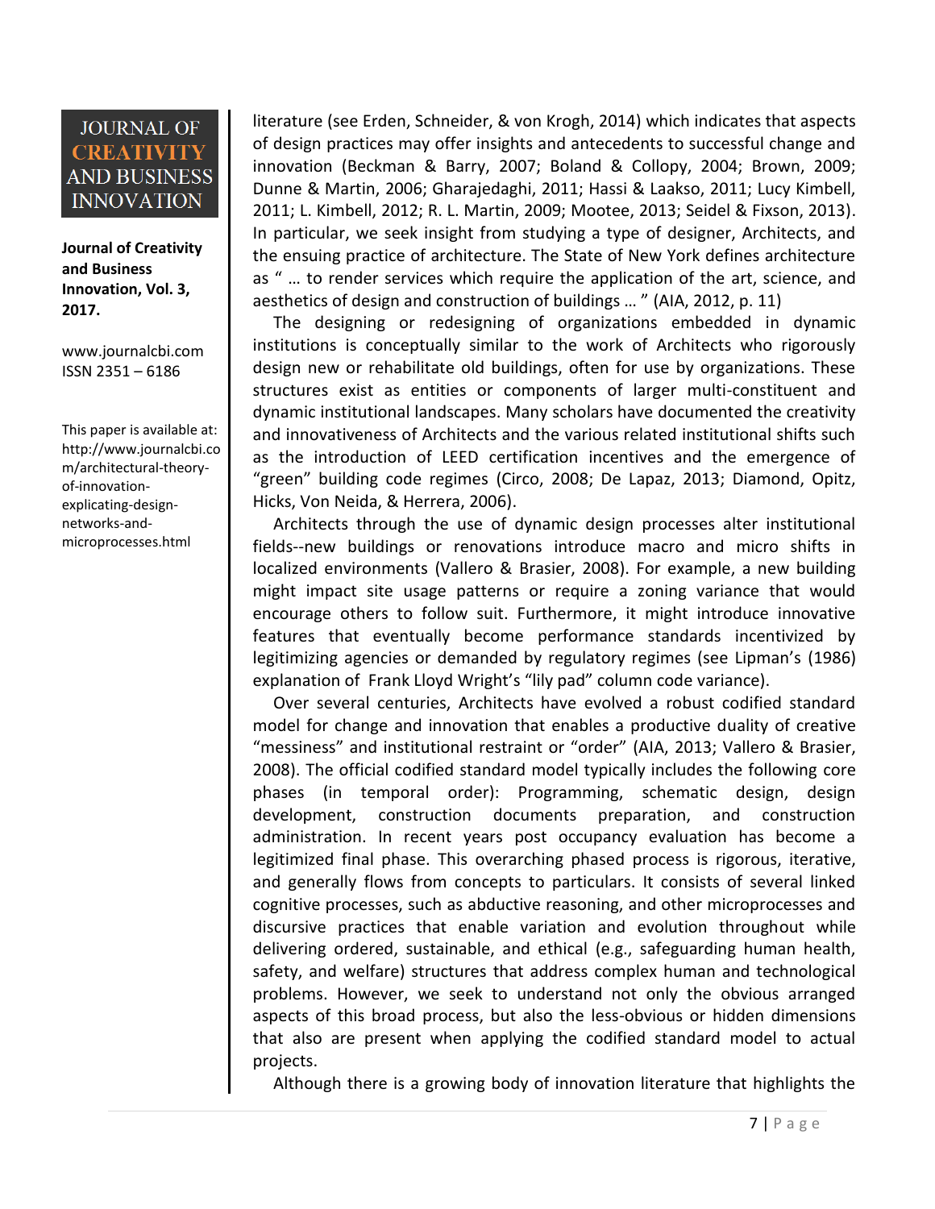literature (see Erden, Schneider, & von Krogh, 2014) which indicates that aspects of design practices may offer insights and antecedents to successful change and innovation (Beckman & Barry, 2007; Boland & Collopy, 2004; Brown, 2009; Dunne & Martin, 2006; Gharajedaghi, 2011; Hassi & Laakso, 2011; Lucy Kimbell, 2011; L. Kimbell, 2012; R. L. Martin, 2009; Mootee, 2013; Seidel & Fixson, 2013). In particular, we seek insight from studying a type of designer, Architects, and the ensuing practice of architecture. The State of New York defines architecture as " … to render services which require the application of the art, science, and aesthetics of design and construction of buildings … " (AIA, 2012, p. 11)

The designing or redesigning of organizations embedded in dynamic institutions is conceptually similar to the work of Architects who rigorously design new or rehabilitate old buildings, often for use by organizations. These structures exist as entities or components of larger multi-constituent and dynamic institutional landscapes. Many scholars have documented the creativity and innovativeness of Architects and the various related institutional shifts such as the introduction of LEED certification incentives and the emergence of "green" building code regimes (Circo, 2008; De Lapaz, 2013; Diamond, Opitz, Hicks, Von Neida, & Herrera, 2006).

Architects through the use of dynamic design processes alter institutional fields--new buildings or renovations introduce macro and micro shifts in localized environments (Vallero & Brasier, 2008). For example, a new building might impact site usage patterns or require a zoning variance that would encourage others to follow suit. Furthermore, it might introduce innovative features that eventually become performance standards incentivized by legitimizing agencies or demanded by regulatory regimes (see Lipman's (1986) explanation of Frank Lloyd Wright's "lily pad" column code variance).

Over several centuries, Architects have evolved a robust codified standard model for change and innovation that enables a productive duality of creative "messiness" and institutional restraint or "order" (AIA, 2013; Vallero & Brasier, 2008). The official codified standard model typically includes the following core phases (in temporal order): Programming, schematic design, design development, construction documents preparation, and construction administration. In recent years post occupancy evaluation has become a legitimized final phase. This overarching phased process is rigorous, iterative, and generally flows from concepts to particulars. It consists of several linked cognitive processes, such as abductive reasoning, and other microprocesses and discursive practices that enable variation and evolution throughout while delivering ordered, sustainable, and ethical (e.g., safeguarding human health, safety, and welfare) structures that address complex human and technological problems. However, we seek to understand not only the obvious arranged aspects of this broad process, but also the less-obvious or hidden dimensions that also are present when applying the codified standard model to actual projects.

Although there is a growing body of innovation literature that highlights the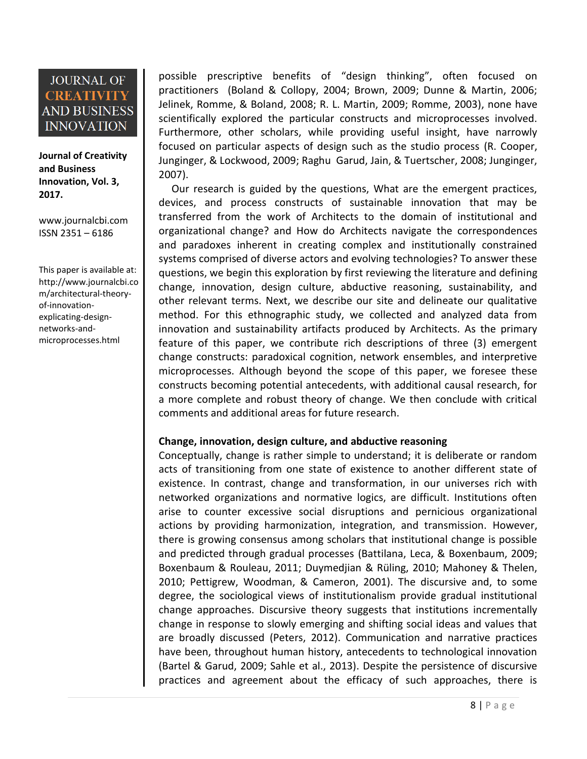possible prescriptive benefits of "design thinking", often focused on practitioners (Boland & Collopy, 2004; Brown, 2009; Dunne & Martin, 2006; Jelinek, Romme, & Boland, 2008; R. L. Martin, 2009; Romme, 2003), none have scientifically explored the particular constructs and microprocesses involved. Furthermore, other scholars, while providing useful insight, have narrowly focused on particular aspects of design such as the studio process (R. Cooper, Junginger, & Lockwood, 2009; Raghu Garud, Jain, & Tuertscher, 2008; Junginger, 2007).

Our research is guided by the questions, What are the emergent practices, devices, and process constructs of sustainable innovation that may be transferred from the work of Architects to the domain of institutional and organizational change? and How do Architects navigate the correspondences and paradoxes inherent in creating complex and institutionally constrained systems comprised of diverse actors and evolving technologies? To answer these questions, we begin this exploration by first reviewing the literature and defining change, innovation, design culture, abductive reasoning, sustainability, and other relevant terms. Next, we describe our site and delineate our qualitative method. For this ethnographic study, we collected and analyzed data from innovation and sustainability artifacts produced by Architects. As the primary feature of this paper, we contribute rich descriptions of three (3) emergent change constructs: paradoxical cognition, network ensembles, and interpretive microprocesses. Although beyond the scope of this paper, we foresee these constructs becoming potential antecedents, with additional causal research, for a more complete and robust theory of change. We then conclude with critical comments and additional areas for future research.

## Change, innovation, design culture, and abductive reasoning

Conceptually, change is rather simple to understand; it is deliberate or random acts of transitioning from one state of existence to another different state of existence. In contrast, change and transformation, in our universes rich with networked organizations and normative logics, are difficult. Institutions often arise to counter excessive social disruptions and pernicious organizational actions by providing harmonization, integration, and transmission. However, there is growing consensus among scholars that institutional change is possible and predicted through gradual processes (Battilana, Leca, & Boxenbaum, 2009; Boxenbaum & Rouleau, 2011; Duymedjian & Rüling, 2010; Mahoney & Thelen, 2010; Pettigrew, Woodman, & Cameron, 2001). The discursive and, to some degree, the sociological views of institutionalism provide gradual institutional change approaches. Discursive theory suggests that institutions incrementally change in response to slowly emerging and shifting social ideas and values that are broadly discussed (Peters, 2012). Communication and narrative practices have been, throughout human history, antecedents to technological innovation (Bartel & Garud, 2009; Sahle et al., 2013). Despite the persistence of discursive practices and agreement about the efficacy of such approaches, there is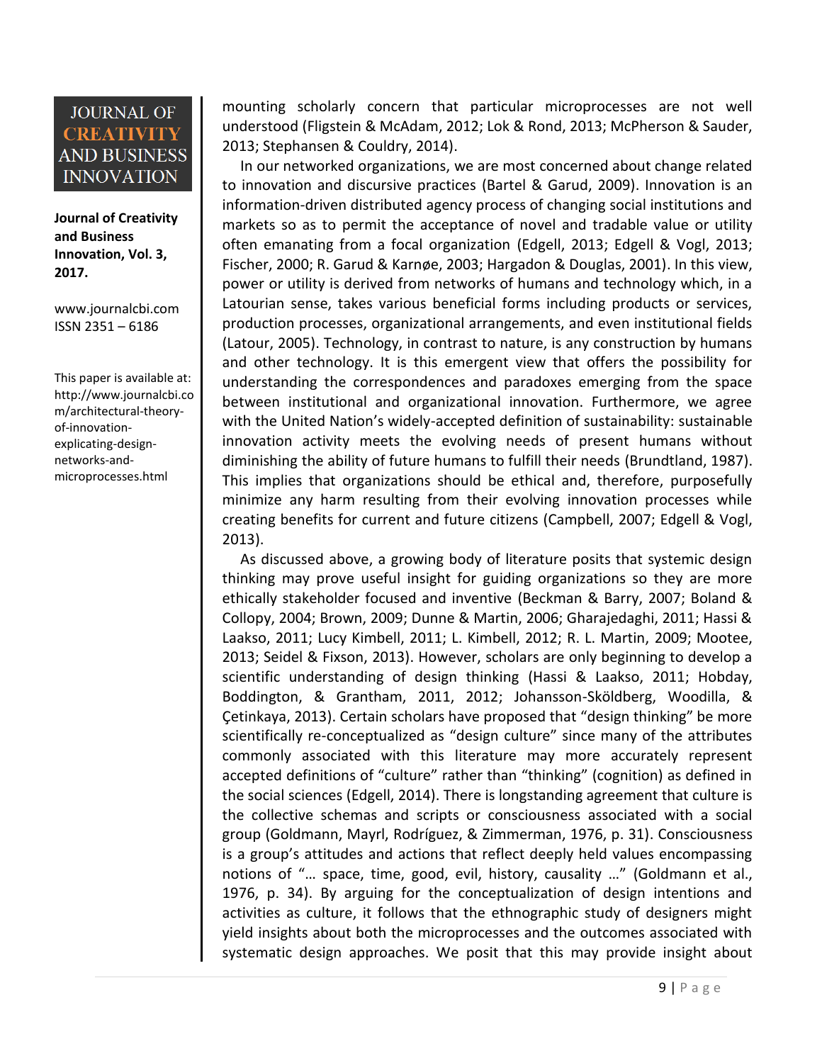mounting scholarly concern that particular microprocesses are not well understood (Fligstein & McAdam, 2012; Lok & Rond, 2013; McPherson & Sauder, 2013; Stephansen & Couldry, 2014).

In our networked organizations, we are most concerned about change related to innovation and discursive practices (Bartel & Garud, 2009). Innovation is an information-driven distributed agency process of changing social institutions and markets so as to permit the acceptance of novel and tradable value or utility often emanating from a focal organization (Edgell, 2013; Edgell & Vogl, 2013; Fischer, 2000; R. Garud & Karnøe, 2003; Hargadon & Douglas, 2001). In this view, power or utility is derived from networks of humans and technology which, in a Latourian sense, takes various beneficial forms including products or services, production processes, organizational arrangements, and even institutional fields (Latour, 2005). Technology, in contrast to nature, is any construction by humans and other technology. It is this emergent view that offers the possibility for understanding the correspondences and paradoxes emerging from the space between institutional and organizational innovation. Furthermore, we agree with the United Nation's widely-accepted definition of sustainability: sustainable innovation activity meets the evolving needs of present humans without diminishing the ability of future humans to fulfill their needs (Brundtland, 1987). This implies that organizations should be ethical and, therefore, purposefully minimize any harm resulting from their evolving innovation processes while creating benefits for current and future citizens (Campbell, 2007; Edgell & Vogl, 2013).

As discussed above, a growing body of literature posits that systemic design thinking may prove useful insight for guiding organizations so they are more ethically stakeholder focused and inventive (Beckman & Barry, 2007; Boland & Collopy, 2004; Brown, 2009; Dunne & Martin, 2006; Gharajedaghi, 2011; Hassi & Laakso, 2011; Lucy Kimbell, 2011; L. Kimbell, 2012; R. L. Martin, 2009; Mootee, 2013; Seidel & Fixson, 2013). However, scholars are only beginning to develop a scientific understanding of design thinking (Hassi & Laakso, 2011; Hobday, Boddington, & Grantham, 2011, 2012; Johansson-Sköldberg, Woodilla, & Çetinkaya, 2013). Certain scholars have proposed that "design thinking" be more scientifically re-conceptualized as "design culture" since many of the attributes commonly associated with this literature may more accurately represent accepted definitions of "culture" rather than "thinking" (cognition) as defined in the social sciences (Edgell, 2014). There is longstanding agreement that culture is the collective schemas and scripts or consciousness associated with a social group (Goldmann, Mayrl, Rodríguez, & Zimmerman, 1976, p. 31). Consciousness is a group's attitudes and actions that reflect deeply held values encompassing notions of "… space, time, good, evil, history, causality …" (Goldmann et al., 1976, p. 34). By arguing for the conceptualization of design intentions and activities as culture, it follows that the ethnographic study of designers might yield insights about both the microprocesses and the outcomes associated with systematic design approaches. We posit that this may provide insight about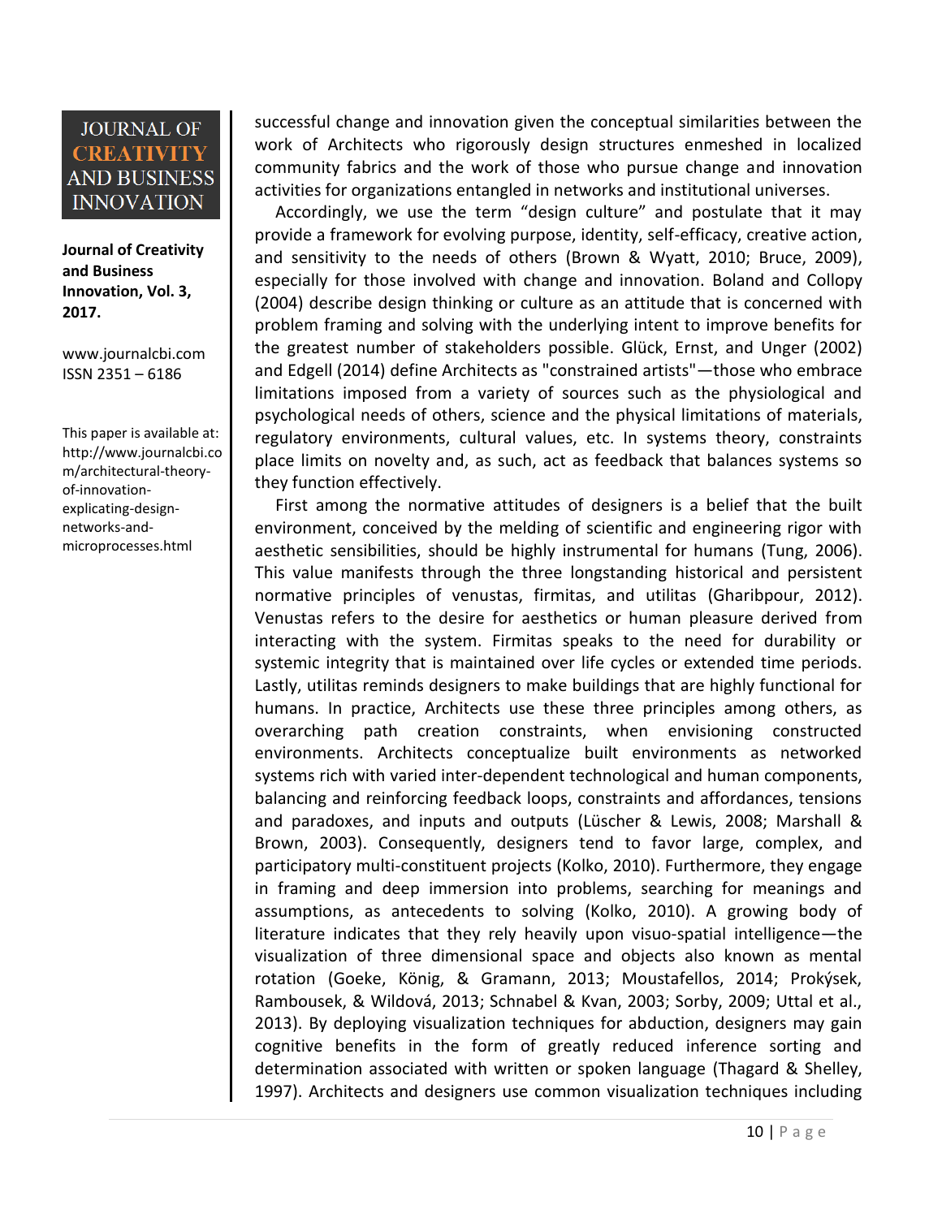successful change and innovation given the conceptual similarities between the work of Architects who rigorously design structures enmeshed in localized community fabrics and the work of those who pursue change and innovation activities for organizations entangled in networks and institutional universes.

Accordingly, we use the term “design culture” and postulate that it may provide a framework for evolving purpose, identity, self-efficacy, creative action, and sensitivity to the needs of others (Brown & Wyatt, 2010; Bruce, 2009), especially for those involved with change and innovation. Boland and Collopy (2004) describe design thinking or culture as an attitude that is concerned with problem framing and solving with the underlying intent to improve benefits for the greatest number of stakeholders possible. Glück, Ernst, and Unger (2002) and Edgell (2014) define Architects as "constrained artists"—those who embrace limitations imposed from a variety of sources such as the physiological and psychological needs of others, science and the physical limitations of materials, regulatory environments, cultural values, etc. In systems theory, constraints place limits on novelty and, as such, act as feedback that balances systems so they function effectively.

First among the normative attitudes of designers is a belief that the built environment, conceived by the melding of scientific and engineering rigor with aesthetic sensibilities, should be highly instrumental for humans (Tung, 2006). This value manifests through the three longstanding historical and persistent normative principles of venustas, firmitas, and utilitas (Gharibpour, 2012). Venustas refers to the desire for aesthetics or human pleasure derived from interacting with the system. Firmitas speaks to the need for durability or systemic integrity that is maintained over life cycles or extended time periods. Lastly, utilitas reminds designers to make buildings that are highly functional for humans. In practice, Architects use these three principles among others, as overarching path creation constraints, when envisioning constructed environments. Architects conceptualize built environments as networked systems rich with varied inter-dependent technological and human components, balancing and reinforcing feedback loops, constraints and affordances, tensions and paradoxes, and inputs and outputs (Lüscher & Lewis, 2008; Marshall & Brown, 2003). Consequently, designers tend to favor large, complex, and participatory multi-constituent projects (Kolko, 2010). Furthermore, they engage in framing and deep immersion into problems, searching for meanings and assumptions, as antecedents to solving (Kolko, 2010). A growing body of literature indicates that they rely heavily upon visuo-spatial intelligence—the visualization of three dimensional space and objects also known as mental rotation (Goeke, König, & Gramann, 2013; Moustafellos, 2014; Prokýsek, Rambousek, & Wildová, 2013; Schnabel & Kvan, 2003; Sorby, 2009; Uttal et al., 2013). By deploying visualization techniques for abduction, designers may gain cognitive benefits in the form of greatly reduced inference sorting and determination associated with written or spoken language (Thagard & Shelley, 1997). Architects and designers use common visualization techniques including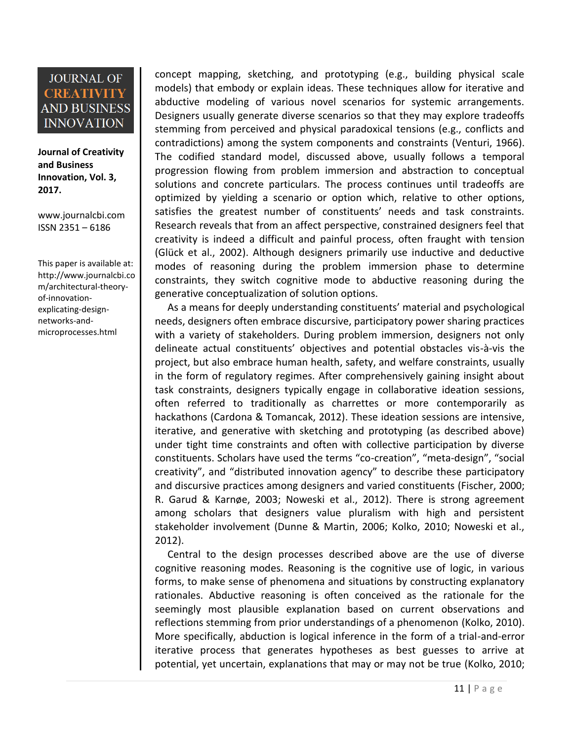concept mapping, sketching, and prototyping (e.g., building physical scale models) that embody or explain ideas. These techniques allow for iterative and abductive modeling of various novel scenarios for systemic arrangements. Designers usually generate diverse scenarios so that they may explore tradeoffs stemming from perceived and physical paradoxical tensions (e.g., conflicts and contradictions) among the system components and constraints (Venturi, 1966). The codified standard model, discussed above, usually follows a temporal progression flowing from problem immersion and abstraction to conceptual solutions and concrete particulars. The process continues until tradeoffs are optimized by yielding a scenario or option which, relative to other options, satisfies the greatest number of constituents' needs and task constraints. Research reveals that from an affect perspective, constrained designers feel that creativity is indeed a difficult and painful process, often fraught with tension (Glück et al., 2002). Although designers primarily use inductive and deductive modes of reasoning during the problem immersion phase to determine constraints, they switch cognitive mode to abductive reasoning during the generative conceptualization of solution options.

As a means for deeply understanding constituents' material and psychological needs, designers often embrace discursive, participatory power sharing practices with a variety of stakeholders. During problem immersion, designers not only delineate actual constituents' objectives and potential obstacles vis-à-vis the project, but also embrace human health, safety, and welfare constraints, usually in the form of regulatory regimes. After comprehensively gaining insight about task constraints, designers typically engage in collaborative ideation sessions, often referred to traditionally as charrettes or more contemporarily as hackathons (Cardona & Tomancak, 2012). These ideation sessions are intensive, iterative, and generative with sketching and prototyping (as described above) under tight time constraints and often with collective participation by diverse constituents. Scholars have used the terms "co-creation", "meta-design", "social creativity", and "distributed innovation agency" to describe these participatory and discursive practices among designers and varied constituents (Fischer, 2000; R. Garud & Karnøe, 2003; Noweski et al., 2012). There is strong agreement among scholars that designers value pluralism with high and persistent stakeholder involvement (Dunne & Martin, 2006; Kolko, 2010; Noweski et al., 2012).

Central to the design processes described above are the use of diverse cognitive reasoning modes. Reasoning is the cognitive use of logic, in various forms, to make sense of phenomena and situations by constructing explanatory rationales. Abductive reasoning is often conceived as the rationale for the seemingly most plausible explanation based on current observations and reflections stemming from prior understandings of a phenomenon (Kolko, 2010). More specifically, abduction is logical inference in the form of a trial-and-error iterative process that generates hypotheses as best guesses to arrive at potential, yet uncertain, explanations that may or may not be true (Kolko, 2010;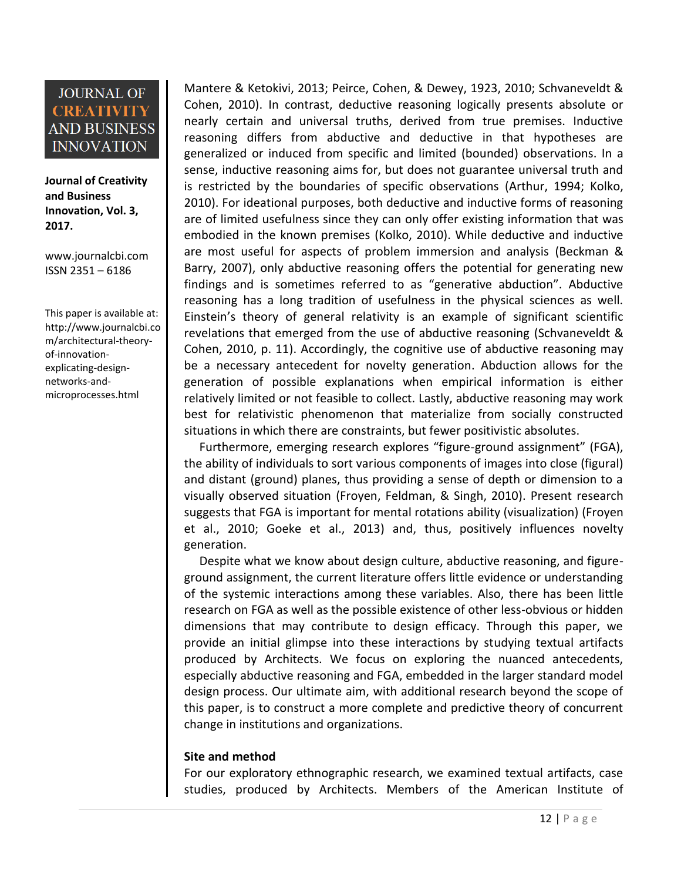Mantere & Ketokivi, 2013; Peirce, Cohen, & Dewey, 1923, 2010; Schvaneveldt & Cohen, 2010). In contrast, deductive reasoning logically presents absolute or nearly certain and universal truths, derived from true premises. Inductive reasoning differs from abductive and deductive in that hypotheses are generalized or induced from specific and limited (bounded) observations. In a sense, inductive reasoning aims for, but does not guarantee universal truth and is restricted by the boundaries of specific observations (Arthur, 1994; Kolko, 2010). For ideational purposes, both deductive and inductive forms of reasoning are of limited usefulness since they can only offer existing information that was embodied in the known premises (Kolko, 2010). While deductive and inductive are most useful for aspects of problem immersion and analysis (Beckman & Barry, 2007), only abductive reasoning offers the potential for generating new findings and is sometimes referred to as "generative abduction". Abductive reasoning has a long tradition of usefulness in the physical sciences as well. Einstein's theory of general relativity is an example of significant scientific revelations that emerged from the use of abductive reasoning (Schvaneveldt & Cohen, 2010, p. 11). Accordingly, the cognitive use of abductive reasoning may be a necessary antecedent for novelty generation. Abduction allows for the generation of possible explanations when empirical information is either relatively limited or not feasible to collect. Lastly, abductive reasoning may work best for relativistic phenomenon that materialize from socially constructed situations in which there are constraints, but fewer positivistic absolutes.

Furthermore, emerging research explores "figure-ground assignment" (FGA), the ability of individuals to sort various components of images into close (figural) and distant (ground) planes, thus providing a sense of depth or dimension to a visually observed situation (Froyen, Feldman, & Singh, 2010). Present research suggests that FGA is important for mental rotations ability (visualization) (Froyen et al., 2010; Goeke et al., 2013) and, thus, positively influences novelty generation.

Despite what we know about design culture, abductive reasoning, and figure-ground assignment, the current literature offers little evidence or understanding of the systemic interactions among these variables. Also, there has been little research on FGA as well as the possible existence of other less-obvious or hidden dimensions that may contribute to design efficacy. Through this paper, we provide an initial glimpse into these interactions by studying textual artifacts produced by Architects. We focus on exploring the nuanced antecedents, especially abductive reasoning and FGA, embedded in the larger standard model design process. Our ultimate aim, with additional research beyond the scope of this paper, is to construct a more complete and predictive theory of concurrent change in institutions and organizations.

**Site and method**

For our exploratory ethnographic research, we examined textual artifacts, case studies, produced by Architects. Members of the American Institute of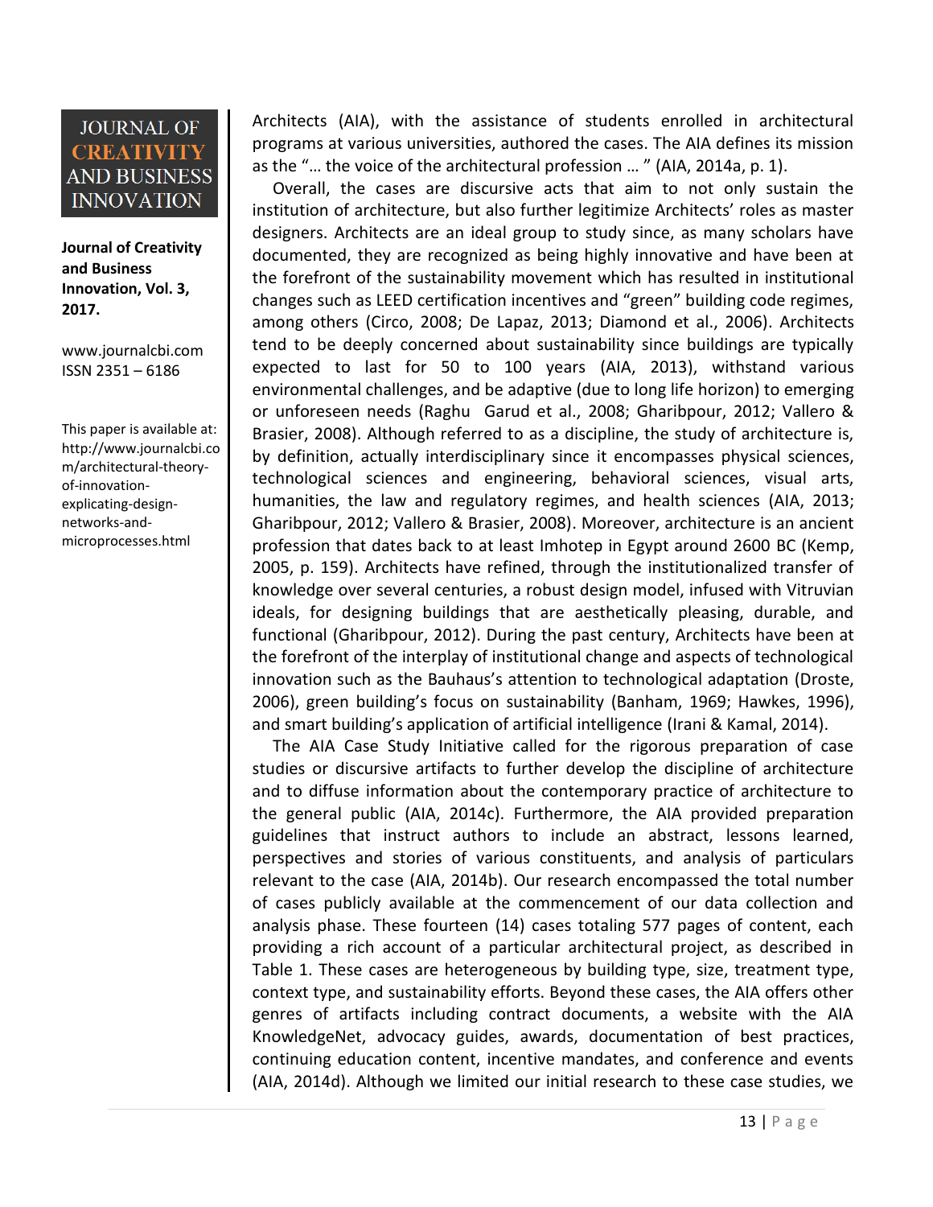Architects (AIA), with the assistance of students enrolled in architectural programs at various universities, authored the cases. The AIA defines its mission as the "… the voice of the architectural profession … " (AIA, 2014a, p. 1).

Overall, the cases are discursive acts that aim to not only sustain the institution of architecture, but also further legitimize Architects' roles as master designers. Architects are an ideal group to study since, as many scholars have documented, they are recognized as being highly innovative and have been at the forefront of the sustainability movement which has resulted in institutional changes such as LEED certification incentives and "green" building code regimes, among others (Circo, 2008; De Lapaz, 2013; Diamond et al., 2006). Architects tend to be deeply concerned about sustainability since buildings are typically expected to last for 50 to 100 years (AIA, 2013), withstand various environmental challenges, and be adaptive (due to long life horizon) to emerging or unforeseen needs (Raghu Garud et al., 2008; Gharibpour, 2012; Vallero & Brasier, 2008). Although referred to as a discipline, the study of architecture is, by definition, actually interdisciplinary since it encompasses physical sciences, technological sciences and engineering, behavioral sciences, visual arts, humanities, the law and regulatory regimes, and health sciences (AIA, 2013; Gharibpour, 2012; Vallero & Brasier, 2008). Moreover, architecture is an ancient profession that dates back to at least Imhotep in Egypt around 2600 BC (Kemp, 2005, p. 159). Architects have refined, through the institutionalized transfer of knowledge over several centuries, a robust design model, infused with Vitruvian ideals, for designing buildings that are aesthetically pleasing, durable, and functional (Gharibpour, 2012). During the past century, Architects have been at the forefront of the interplay of institutional change and aspects of technological innovation such as the Bauhaus's attention to technological adaptation (Droste, 2006), green building's focus on sustainability (Banham, 1969; Hawkes, 1996), and smart building's application of artificial intelligence (Irani & Kamal, 2014).

The AIA Case Study Initiative called for the rigorous preparation of case studies or discursive artifacts to further develop the discipline of architecture and to diffuse information about the contemporary practice of architecture to the general public (AIA, 2014c). Furthermore, the AIA provided preparation guidelines that instruct authors to include an abstract, lessons learned, perspectives and stories of various constituents, and analysis of particulars relevant to the case (AIA, 2014b). Our research encompassed the total number of cases publicly available at the commencement of our data collection and analysis phase. These fourteen (14) cases totaling 577 pages of content, each providing a rich account of a particular architectural project, as described in Table 1. These cases are heterogeneous by building type, size, treatment type, context type, and sustainability efforts. Beyond these cases, the AIA offers other genres of artifacts including contract documents, a website with the AIA KnowledgeNet, advocacy guides, awards, documentation of best practices, continuing education content, incentive mandates, and conference and events (AIA, 2014d). Although we limited our initial research to these case studies, we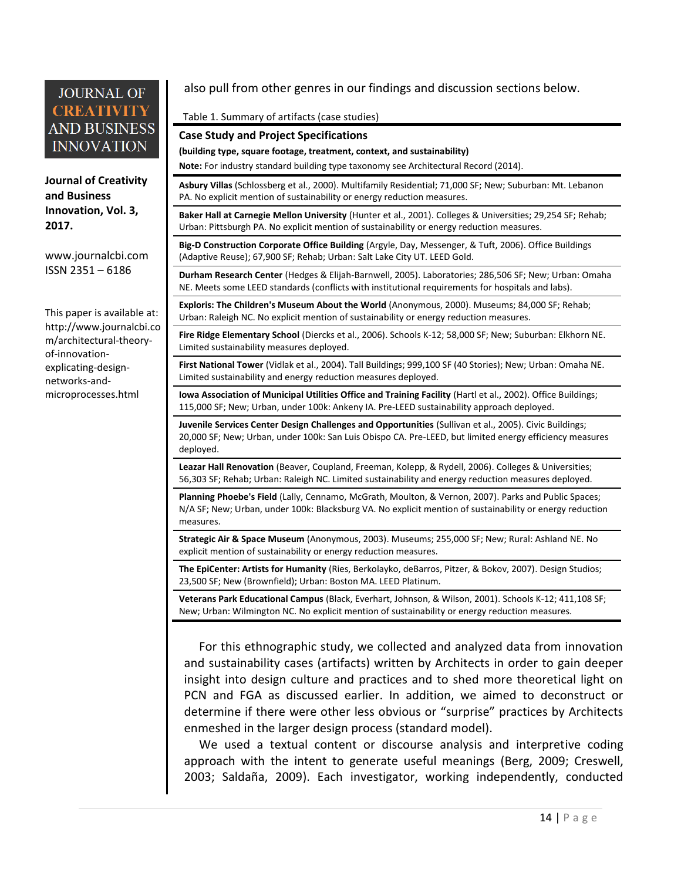also pull from other genres in our findings and discussion sections below.

Table 1. Summary of artifacts (case studies)

| **Case Study and Project Specifications** **(building type, square footage, treatment, context, and sustainability)** **Note:** For industry standard building type taxonomy see Architectural Record (2014). |
|---|
| **Asbury Villas** (Schlossberg et al., 2000). Multifamily Residential; 71,000 SF; New; Suburban: Mt. Lebanon PA. No explicit mention of sustainability or energy reduction measures. |
| **Baker Hall at Carnegie Mellon University** (Hunter et al., 2001). Colleges & Universities; 29,254 SF; Rehab; Urban: Pittsburgh PA. No explicit mention of sustainability or energy reduction measures. |
| **Big-D Construction Corporate Office Building** (Argyle, Day, Messenger, & Tuft, 2006). Office Buildings (Adaptive Reuse); 67,900 SF; Rehab; Urban: Salt Lake City UT. LEED Gold. |
| **Durham Research Center** (Hedges & Elijah-Barnwell, 2005). Laboratories; 286,506 SF; New; Urban: Omaha NE. Meets some LEED standards (conflicts with institutional requirements for hospitals and labs). |
| **Exploris: The Children's Museum About the World** (Anonymous, 2000). Museums; 84,000 SF; Rehab; Urban: Raleigh NC. No explicit mention of sustainability or energy reduction measures. |
| **Fire Ridge Elementary School** (Diercks et al., 2006). Schools K-12; 58,000 SF; New; Suburban: Elkhorn NE. Limited sustainability measures deployed. |
| **First National Tower** (Vidlak et al., 2004). Tall Buildings; 999,100 SF (40 Stories); New; Urban: Omaha NE. Limited sustainability and energy reduction measures deployed. |
| **Iowa Association of Municipal Utilities Office and Training Facility** (Hartl et al., 2002). Office Buildings; 115,000 SF; New; Urban, under 100k: Ankeny IA. Pre-LEED sustainability approach deployed. |
| **Juvenile Services Center Design Challenges and Opportunities** (Sullivan et al., 2005). Civic Buildings; 20,000 SF; New; Urban, under 100k: San Luis Obispo CA. Pre-LEED, but limited energy efficiency measures deployed. |
| **Leazar Hall Renovation** (Beaver, Coupland, Freeman, Kolepp, & Rydell, 2006). Colleges & Universities; 56,303 SF; Rehab; Urban: Raleigh NC. Limited sustainability and energy reduction measures deployed. |
| **Planning Phoebe's Field** (Lally, Cennamo, McGrath, Moulton, & Vernon, 2007). Parks and Public Spaces; N/A SF; New; Urban, under 100k: Blacksburg VA. No explicit mention of sustainability or energy reduction measures. |
| **Strategic Air & Space Museum** (Anonymous, 2003). Museums; 255,000 SF; New; Rural: Ashland NE. No explicit mention of sustainability or energy reduction measures. |
| **The EpiCenter: Artists for Humanity** (Ries, Berkolayko, deBarros, Pitzer, & Bokov, 2007). Design Studios; 23,500 SF; New (Brownfield); Urban: Boston MA. LEED Platinum. |
| **Veterans Park Educational Campus** (Black, Everhart, Johnson, & Wilson, 2001). Schools K-12; 411,108 SF; New; Urban: Wilmington NC. No explicit mention of sustainability or energy reduction measures. |

For this ethnographic study, we collected and analyzed data from innovation and sustainability cases (artifacts) written by Architects in order to gain deeper insight into design culture and practices and to shed more theoretical light on PCN and FGA as discussed earlier. In addition, we aimed to deconstruct or determine if there were other less obvious or "surprise" practices by Architects enmeshed in the larger design process (standard model).

We used a textual content or discourse analysis and interpretive coding approach with the intent to generate useful meanings (Berg, 2009; Creswell, 2003; Saldaña, 2009). Each investigator, working independently, conducted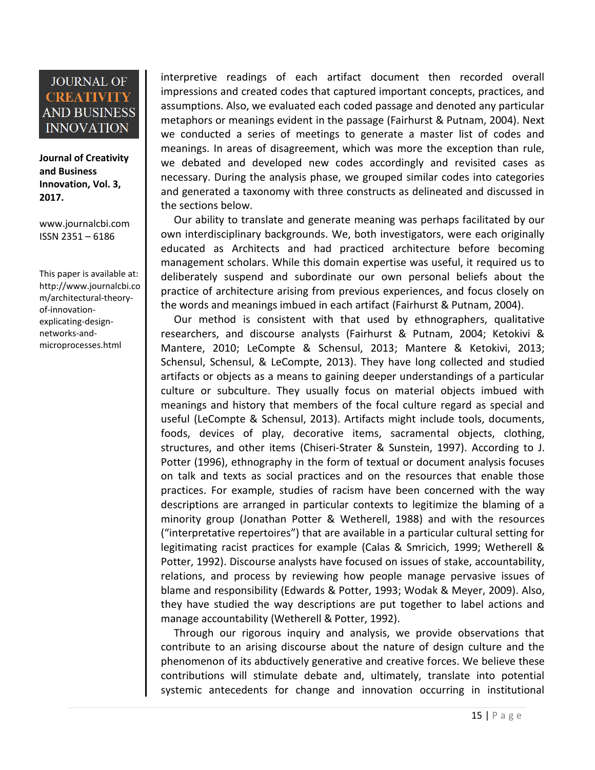interpretive readings of each artifact document then recorded overall impressions and created codes that captured important concepts, practices, and assumptions. Also, we evaluated each coded passage and denoted any particular metaphors or meanings evident in the passage (Fairhurst & Putnam, 2004). Next we conducted a series of meetings to generate a master list of codes and meanings. In areas of disagreement, which was more the exception than rule, we debated and developed new codes accordingly and revisited cases as necessary. During the analysis phase, we grouped similar codes into categories and generated a taxonomy with three constructs as delineated and discussed in the sections below.

Our ability to translate and generate meaning was perhaps facilitated by our own interdisciplinary backgrounds. We, both investigators, were each originally educated as Architects and had practiced architecture before becoming management scholars. While this domain expertise was useful, it required us to deliberately suspend and subordinate our own personal beliefs about the practice of architecture arising from previous experiences, and focus closely on the words and meanings imbued in each artifact (Fairhurst & Putnam, 2004).

Our method is consistent with that used by ethnographers, qualitative researchers, and discourse analysts (Fairhurst & Putnam, 2004; Ketokivi & Mantere, 2010; LeCompte & Schensul, 2013; Mantere & Ketokivi, 2013; Schensul, Schensul, & LeCompte, 2013). They have long collected and studied artifacts or objects as a means to gaining deeper understandings of a particular culture or subculture. They usually focus on material objects imbued with meanings and history that members of the focal culture regard as special and useful (LeCompte & Schensul, 2013). Artifacts might include tools, documents, foods, devices of play, decorative items, sacramental objects, clothing, structures, and other items (Chiseri-Strater & Sunstein, 1997). According to J. Potter (1996), ethnography in the form of textual or document analysis focuses on talk and texts as social practices and on the resources that enable those practices. For example, studies of racism have been concerned with the way descriptions are arranged in particular contexts to legitimize the blaming of a minority group (Jonathan Potter & Wetherell, 1988) and with the resources ("interpretative repertoires") that are available in a particular cultural setting for legitimating racist practices for example (Calas & Smricich, 1999; Wetherell & Potter, 1992). Discourse analysts have focused on issues of stake, accountability, relations, and process by reviewing how people manage pervasive issues of blame and responsibility (Edwards & Potter, 1993; Wodak & Meyer, 2009). Also, they have studied the way descriptions are put together to label actions and manage accountability (Wetherell & Potter, 1992).

Through our rigorous inquiry and analysis, we provide observations that contribute to an arising discourse about the nature of design culture and the phenomenon of its abductively generative and creative forces. We believe these contributions will stimulate debate and, ultimately, translate into potential systemic antecedents for change and innovation occurring in institutional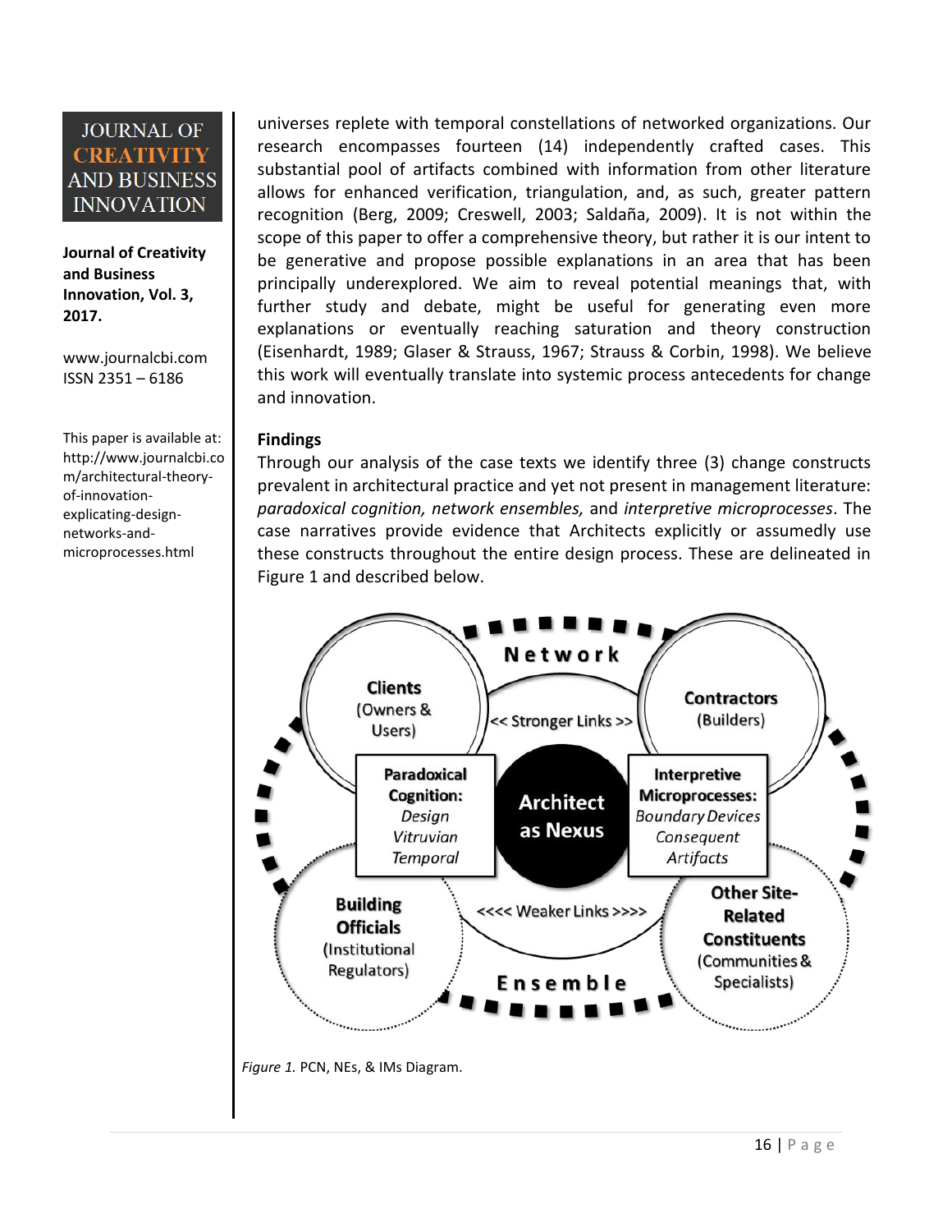universes replete with temporal constellations of networked organizations. Our research encompasses fourteen (14) independently crafted cases. This substantial pool of artifacts combined with information from other literature allows for enhanced verification, triangulation, and, as such, greater pattern recognition (Berg, 2009; Creswell, 2003; Saldaña, 2009). It is not within the scope of this paper to offer a comprehensive theory, but rather it is our intent to be generative and propose possible explanations in an area that has been principally underexplored. We aim to reveal potential meanings that, with further study and debate, might be useful for generating even more explanations or eventually reaching saturation and theory construction (Eisenhardt, 1989; Glaser & Strauss, 1967; Strauss & Corbin, 1998). We believe this work will eventually translate into systemic process antecedents for change and innovation.

## Findings

Through our analysis of the case texts we identify three (3) change constructs prevalent in architectural practice and yet not present in management literature: *paradoxical cognition, network ensembles,* and *interpretive microprocesses*. The case narratives provide evidence that Architects explicitly or assumedly use these constructs throughout the entire design process. These are delineated in Figure 1 and described below.

*Figure 1.* PCN, NEs, & IMs Diagram.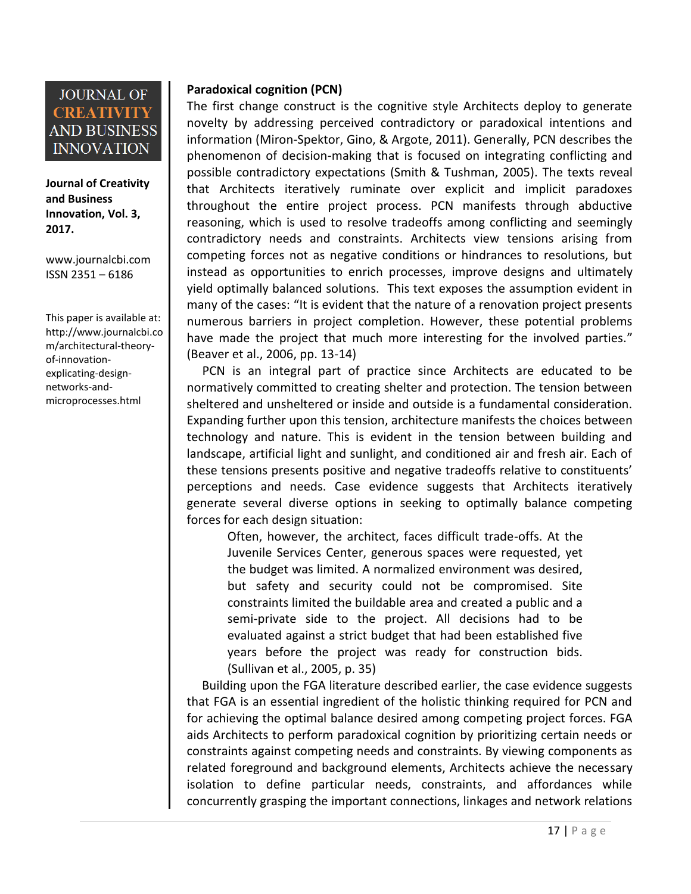**Paradoxical cognition (PCN)**

The first change construct is the cognitive style Architects deploy to generate novelty by addressing perceived contradictory or paradoxical intentions and information (Miron-Spektor, Gino, & Argote, 2011). Generally, PCN describes the phenomenon of decision-making that is focused on integrating conflicting and possible contradictory expectations (Smith & Tushman, 2005). The texts reveal that Architects iteratively ruminate over explicit and implicit paradoxes throughout the entire project process. PCN manifests through abductive reasoning, which is used to resolve tradeoffs among conflicting and seemingly contradictory needs and constraints. Architects view tensions arising from competing forces not as negative conditions or hindrances to resolutions, but instead as opportunities to enrich processes, improve designs and ultimately yield optimally balanced solutions. This text exposes the assumption evident in many of the cases: "It is evident that the nature of a renovation project presents numerous barriers in project completion. However, these potential problems have made the project that much more interesting for the involved parties." (Beaver et al., 2006, pp. 13-14)

PCN is an integral part of practice since Architects are educated to be normatively committed to creating shelter and protection. The tension between sheltered and unsheltered or inside and outside is a fundamental consideration. Expanding further upon this tension, architecture manifests the choices between technology and nature. This is evident in the tension between building and landscape, artificial light and sunlight, and conditioned air and fresh air. Each of these tensions presents positive and negative tradeoffs relative to constituents' perceptions and needs. Case evidence suggests that Architects iteratively generate several diverse options in seeking to optimally balance competing forces for each design situation:

> Often, however, the architect, faces difficult trade-offs. At the Juvenile Services Center, generous spaces were requested, yet the budget was limited. A normalized environment was desired, but safety and security could not be compromised. Site constraints limited the buildable area and created a public and a semi-private side to the project. All decisions had to be evaluated against a strict budget that had been established five years before the project was ready for construction bids. (Sullivan et al., 2005, p. 35)

Building upon the FGA literature described earlier, the case evidence suggests that FGA is an essential ingredient of the holistic thinking required for PCN and for achieving the optimal balance desired among competing project forces. FGA aids Architects to perform paradoxical cognition by prioritizing certain needs or constraints against competing needs and constraints. By viewing components as related foreground and background elements, Architects achieve the necessary isolation to define particular needs, constraints, and affordances while concurrently grasping the important connections, linkages and network relations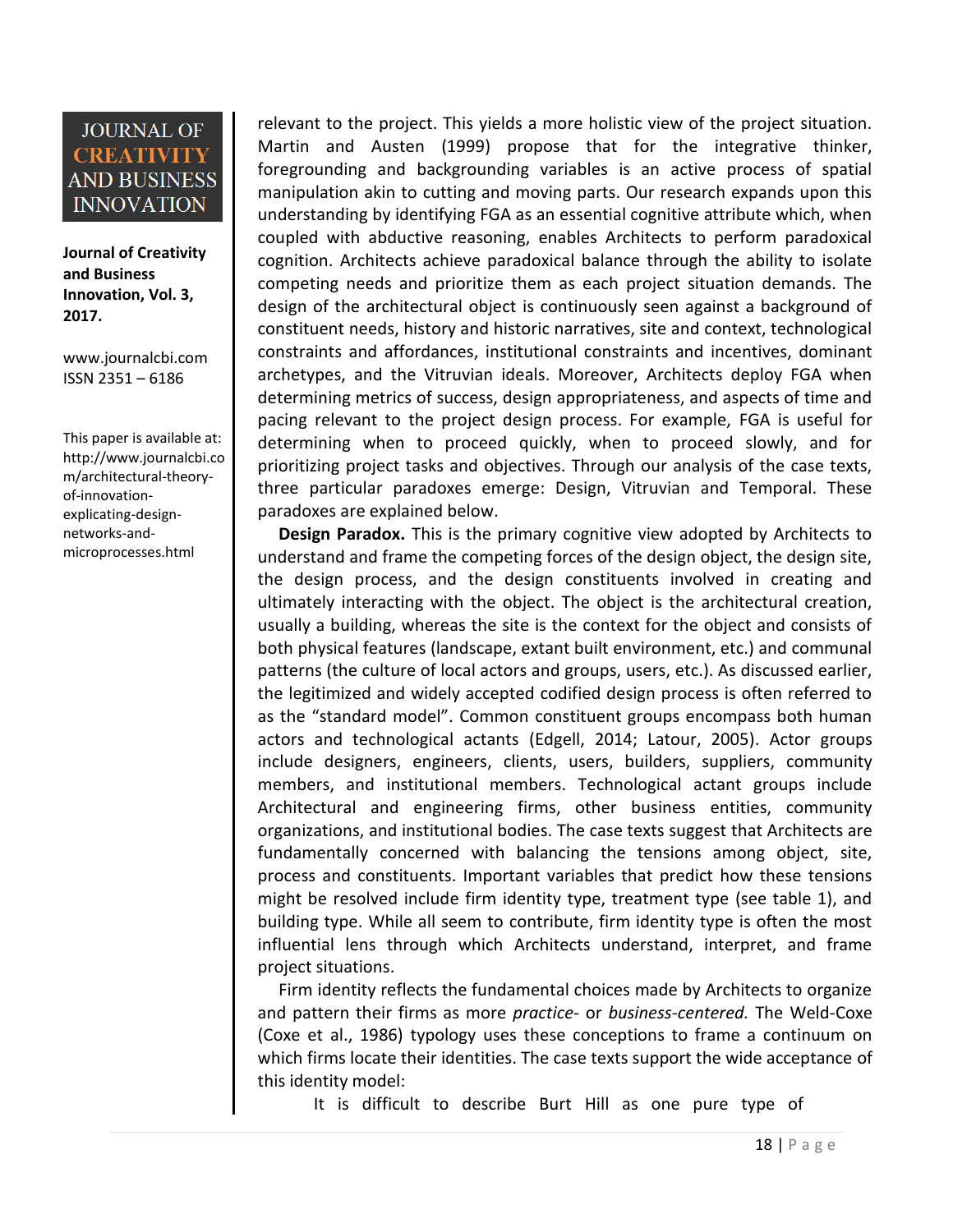relevant to the project. This yields a more holistic view of the project situation. Martin and Austen (1999) propose that for the integrative thinker, foregrounding and backgrounding variables is an active process of spatial manipulation akin to cutting and moving parts. Our research expands upon this understanding by identifying FGA as an essential cognitive attribute which, when coupled with abductive reasoning, enables Architects to perform paradoxical cognition. Architects achieve paradoxical balance through the ability to isolate competing needs and prioritize them as each project situation demands. The design of the architectural object is continuously seen against a background of constituent needs, history and historic narratives, site and context, technological constraints and affordances, institutional constraints and incentives, dominant archetypes, and the Vitruvian ideals. Moreover, Architects deploy FGA when determining metrics of success, design appropriateness, and aspects of time and pacing relevant to the project design process. For example, FGA is useful for determining when to proceed quickly, when to proceed slowly, and for prioritizing project tasks and objectives. Through our analysis of the case texts, three particular paradoxes emerge: Design, Vitruvian and Temporal. These paradoxes are explained below.

**Design Paradox.** This is the primary cognitive view adopted by Architects to understand and frame the competing forces of the design object, the design site, the design process, and the design constituents involved in creating and ultimately interacting with the object. The object is the architectural creation, usually a building, whereas the site is the context for the object and consists of both physical features (landscape, extant built environment, etc.) and communal patterns (the culture of local actors and groups, users, etc.). As discussed earlier, the legitimized and widely accepted codified design process is often referred to as the "standard model". Common constituent groups encompass both human actors and technological actants (Edgell, 2014; Latour, 2005). Actor groups include designers, engineers, clients, users, builders, suppliers, community members, and institutional members. Technological actant groups include Architectural and engineering firms, other business entities, community organizations, and institutional bodies. The case texts suggest that Architects are fundamentally concerned with balancing the tensions among object, site, process and constituents. Important variables that predict how these tensions might be resolved include firm identity type, treatment type (see table 1), and building type. While all seem to contribute, firm identity type is often the most influential lens through which Architects understand, interpret, and frame project situations.

Firm identity reflects the fundamental choices made by Architects to organize and pattern their firms as more *practice-* or *business-centered.* The Weld-Coxe (Coxe et al., 1986) typology uses these conceptions to frame a continuum on which firms locate their identities. The case texts support the wide acceptance of this identity model:

> It is difficult to describe Burt Hill as one pure type of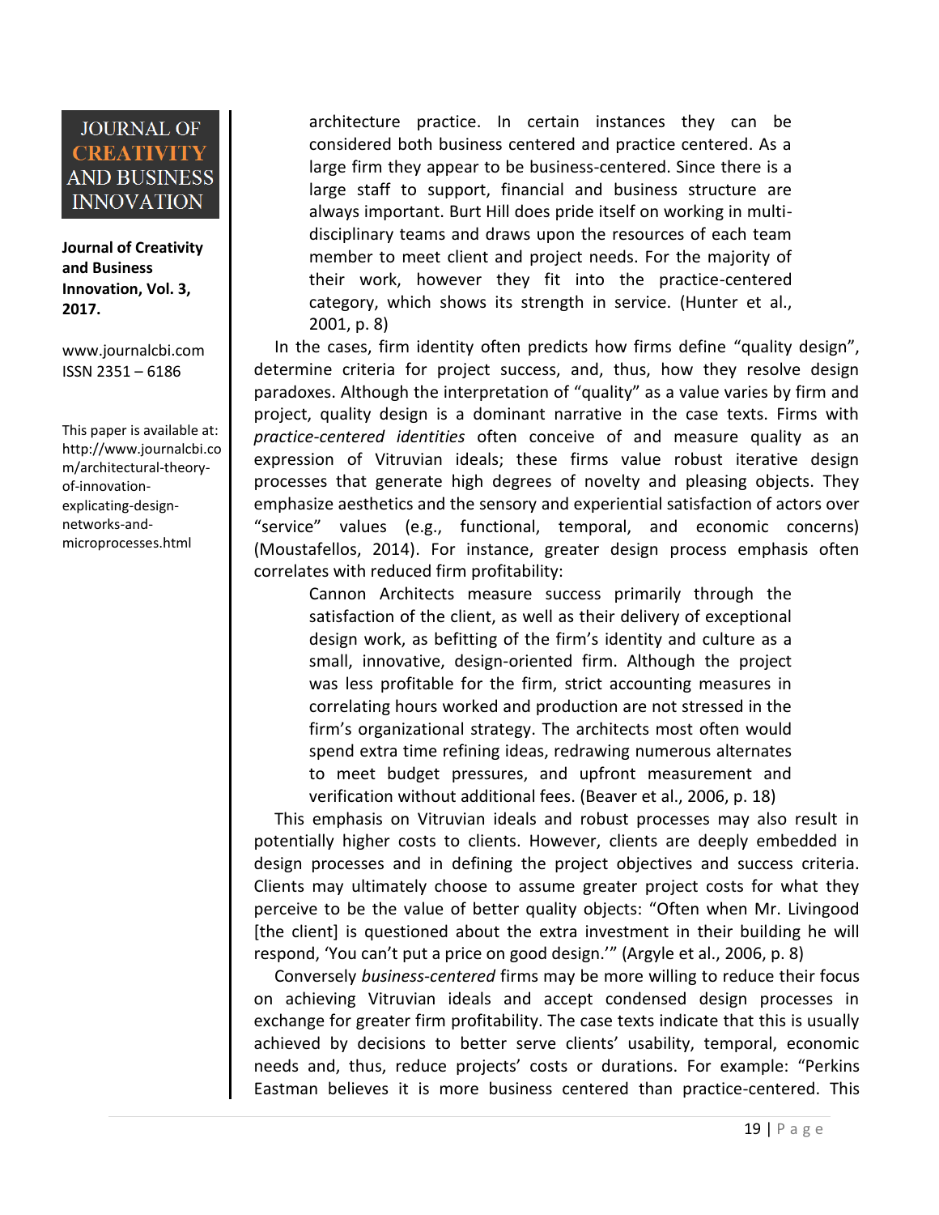> architecture practice. In certain instances they can be considered both business centered and practice centered. As a large firm they appear to be business-centered. Since there is a large staff to support, financial and business structure are always important. Burt Hill does pride itself on working in multi-disciplinary teams and draws upon the resources of each team member to meet client and project needs. For the majority of their work, however they fit into the practice-centered category, which shows its strength in service. (Hunter et al., 2001, p. 8)

In the cases, firm identity often predicts how firms define "quality design", determine criteria for project success, and, thus, how they resolve design paradoxes. Although the interpretation of "quality" as a value varies by firm and project, quality design is a dominant narrative in the case texts. Firms with *practice-centered identities* often conceive of and measure quality as an expression of Vitruvian ideals; these firms value robust iterative design processes that generate high degrees of novelty and pleasing objects. They emphasize aesthetics and the sensory and experiential satisfaction of actors over "service" values (e.g., functional, temporal, and economic concerns) (Moustafellos, 2014). For instance, greater design process emphasis often correlates with reduced firm profitability:

> Cannon Architects measure success primarily through the satisfaction of the client, as well as their delivery of exceptional design work, as befitting of the firm's identity and culture as a small, innovative, design-oriented firm. Although the project was less profitable for the firm, strict accounting measures in correlating hours worked and production are not stressed in the firm's organizational strategy. The architects most often would spend extra time refining ideas, redrawing numerous alternates to meet budget pressures, and upfront measurement and verification without additional fees. (Beaver et al., 2006, p. 18)

This emphasis on Vitruvian ideals and robust processes may also result in potentially higher costs to clients. However, clients are deeply embedded in design processes and in defining the project objectives and success criteria. Clients may ultimately choose to assume greater project costs for what they perceive to be the value of better quality objects: "Often when Mr. Livingood [the client] is questioned about the extra investment in their building he will respond, 'You can't put a price on good design.'" (Argyle et al., 2006, p. 8)

Conversely *business-centered* firms may be more willing to reduce their focus on achieving Vitruvian ideals and accept condensed design processes in exchange for greater firm profitability. The case texts indicate that this is usually achieved by decisions to better serve clients' usability, temporal, economic needs and, thus, reduce projects' costs or durations. For example: "Perkins Eastman believes it is more business centered than practice-centered. This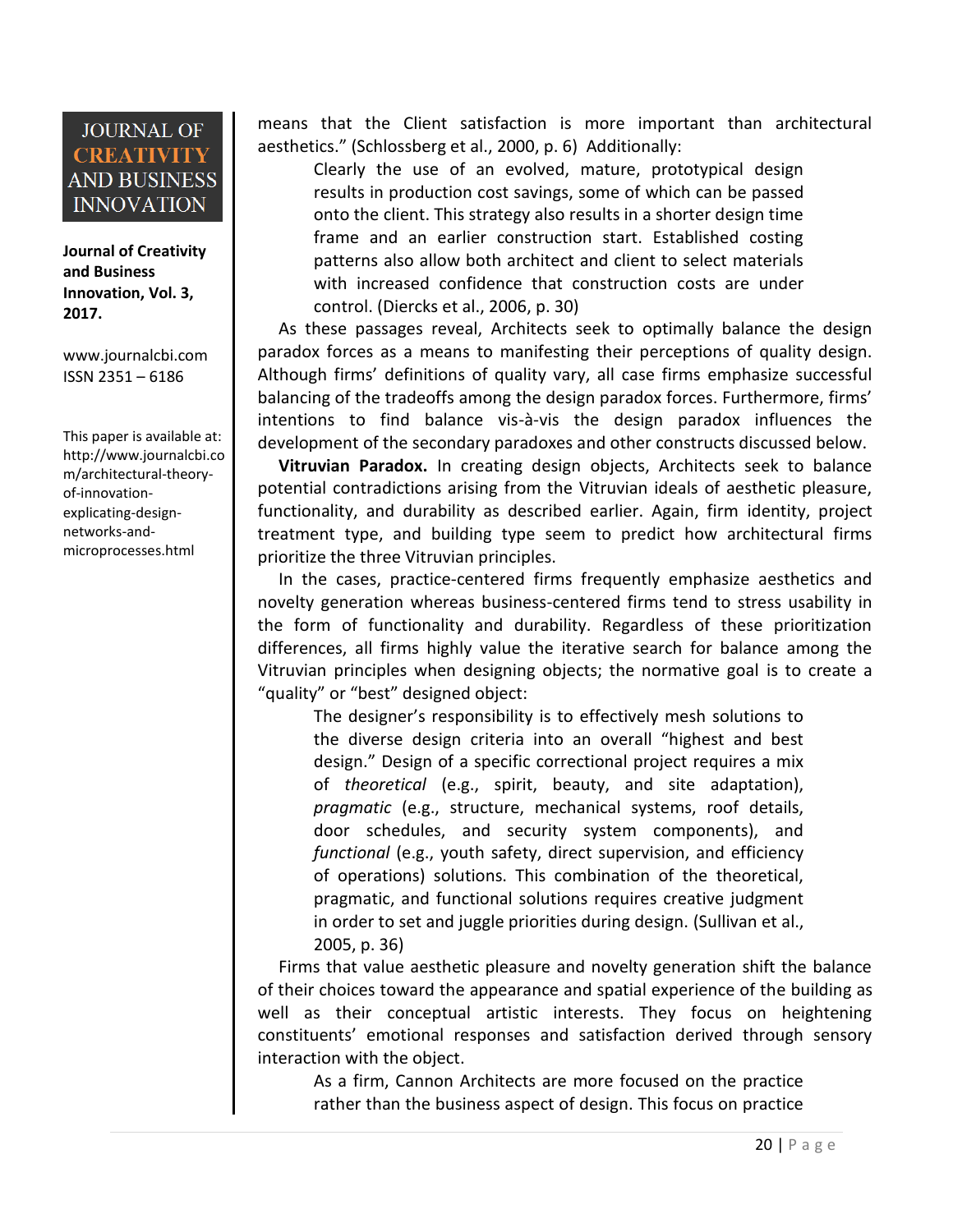means that the Client satisfaction is more important than architectural aesthetics." (Schlossberg et al., 2000, p. 6) Additionally:

> Clearly the use of an evolved, mature, prototypical design results in production cost savings, some of which can be passed onto the client. This strategy also results in a shorter design time frame and an earlier construction start. Established costing patterns also allow both architect and client to select materials with increased confidence that construction costs are under control. (Diercks et al., 2006, p. 30)

As these passages reveal, Architects seek to optimally balance the design paradox forces as a means to manifesting their perceptions of quality design. Although firms' definitions of quality vary, all case firms emphasize successful balancing of the tradeoffs among the design paradox forces. Furthermore, firms' intentions to find balance vis-à-vis the design paradox influences the development of the secondary paradoxes and other constructs discussed below.

**Vitruvian Paradox.** In creating design objects, Architects seek to balance potential contradictions arising from the Vitruvian ideals of aesthetic pleasure, functionality, and durability as described earlier. Again, firm identity, project treatment type, and building type seem to predict how architectural firms prioritize the three Vitruvian principles.

In the cases, practice-centered firms frequently emphasize aesthetics and novelty generation whereas business-centered firms tend to stress usability in the form of functionality and durability. Regardless of these prioritization differences, all firms highly value the iterative search for balance among the Vitruvian principles when designing objects; the normative goal is to create a "quality" or "best" designed object:

> The designer's responsibility is to effectively mesh solutions to the diverse design criteria into an overall "highest and best design." Design of a specific correctional project requires a mix of *theoretical* (e.g., spirit, beauty, and site adaptation), *pragmatic* (e.g., structure, mechanical systems, roof details, door schedules, and security system components), and *functional* (e.g., youth safety, direct supervision, and efficiency of operations) solutions. This combination of the theoretical, pragmatic, and functional solutions requires creative judgment in order to set and juggle priorities during design. (Sullivan et al., 2005, p. 36)

Firms that value aesthetic pleasure and novelty generation shift the balance of their choices toward the appearance and spatial experience of the building as well as their conceptual artistic interests. They focus on heightening constituents' emotional responses and satisfaction derived through sensory interaction with the object.

> As a firm, Cannon Architects are more focused on the practice rather than the business aspect of design. This focus on practice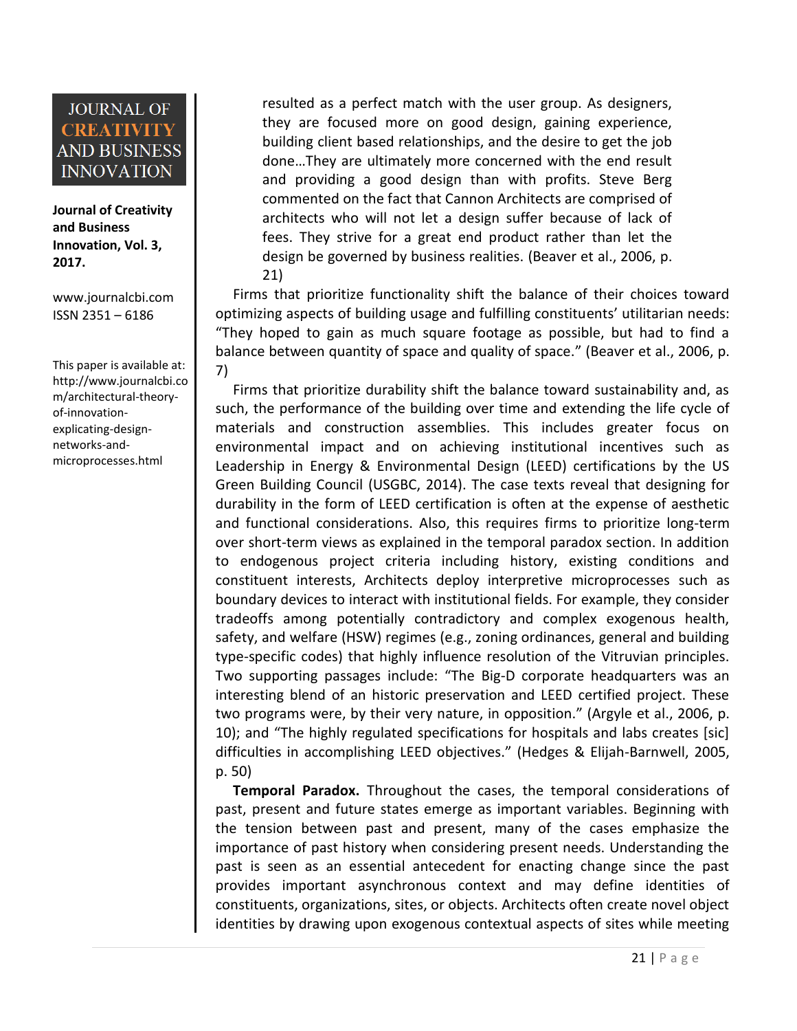> resulted as a perfect match with the user group. As designers, they are focused more on good design, gaining experience, building client based relationships, and the desire to get the job done…They are ultimately more concerned with the end result and providing a good design than with profits. Steve Berg commented on the fact that Cannon Architects are comprised of architects who will not let a design suffer because of lack of fees. They strive for a great end product rather than let the design be governed by business realities. (Beaver et al., 2006, p. 21)

Firms that prioritize functionality shift the balance of their choices toward optimizing aspects of building usage and fulfilling constituents' utilitarian needs: "They hoped to gain as much square footage as possible, but had to find a balance between quantity of space and quality of space." (Beaver et al., 2006, p. 7)

Firms that prioritize durability shift the balance toward sustainability and, as such, the performance of the building over time and extending the life cycle of materials and construction assemblies. This includes greater focus on environmental impact and on achieving institutional incentives such as Leadership in Energy & Environmental Design (LEED) certifications by the US Green Building Council (USGBC, 2014). The case texts reveal that designing for durability in the form of LEED certification is often at the expense of aesthetic and functional considerations. Also, this requires firms to prioritize long-term over short-term views as explained in the temporal paradox section. In addition to endogenous project criteria including history, existing conditions and constituent interests, Architects deploy interpretive microprocesses such as boundary devices to interact with institutional fields. For example, they consider tradeoffs among potentially contradictory and complex exogenous health, safety, and welfare (HSW) regimes (e.g., zoning ordinances, general and building type-specific codes) that highly influence resolution of the Vitruvian principles. Two supporting passages include: "The Big-D corporate headquarters was an interesting blend of an historic preservation and LEED certified project. These two programs were, by their very nature, in opposition." (Argyle et al., 2006, p. 10); and "The highly regulated specifications for hospitals and labs creates [sic] difficulties in accomplishing LEED objectives." (Hedges & Elijah-Barnwell, 2005, p. 50)

**Temporal Paradox.** Throughout the cases, the temporal considerations of past, present and future states emerge as important variables. Beginning with the tension between past and present, many of the cases emphasize the importance of past history when considering present needs. Understanding the past is seen as an essential antecedent for enacting change since the past provides important asynchronous context and may define identities of constituents, organizations, sites, or objects. Architects often create novel object identities by drawing upon exogenous contextual aspects of sites while meeting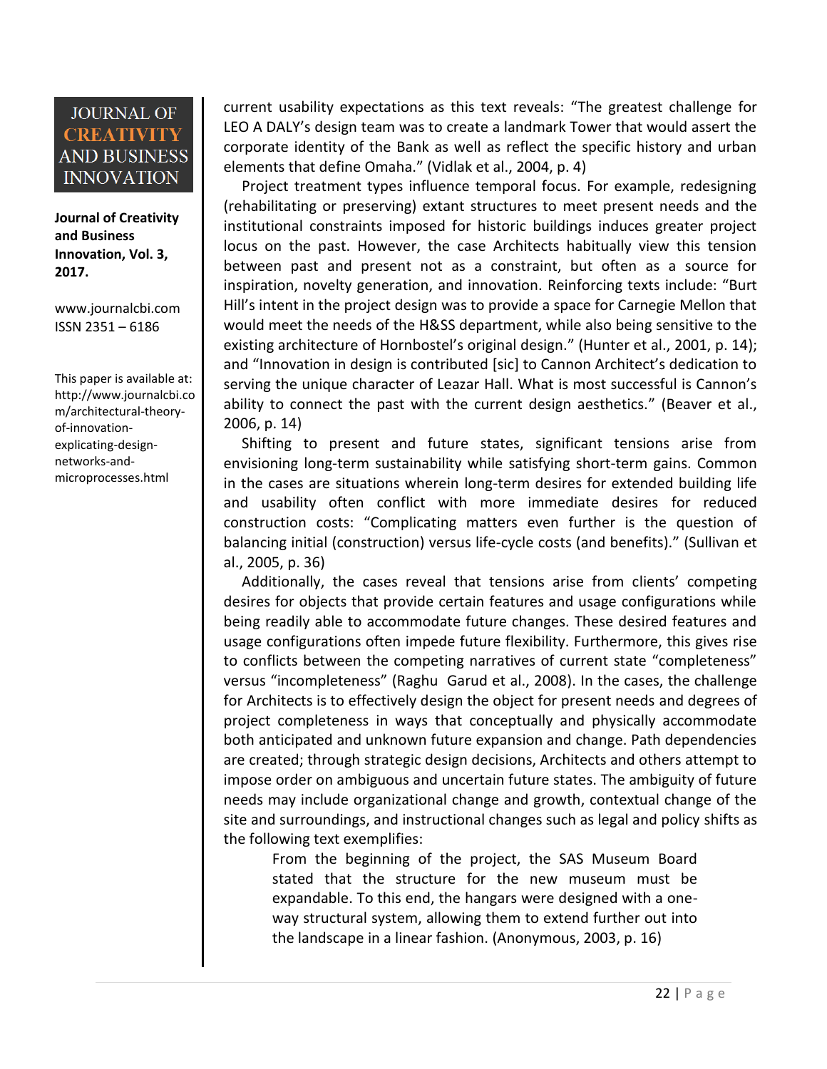current usability expectations as this text reveals: "The greatest challenge for LEO A DALY's design team was to create a landmark Tower that would assert the corporate identity of the Bank as well as reflect the specific history and urban elements that define Omaha." (Vidlak et al., 2004, p. 4)

Project treatment types influence temporal focus. For example, redesigning (rehabilitating or preserving) extant structures to meet present needs and the institutional constraints imposed for historic buildings induces greater project locus on the past. However, the case Architects habitually view this tension between past and present not as a constraint, but often as a source for inspiration, novelty generation, and innovation. Reinforcing texts include: "Burt Hill's intent in the project design was to provide a space for Carnegie Mellon that would meet the needs of the H&SS department, while also being sensitive to the existing architecture of Hornbostel's original design." (Hunter et al., 2001, p. 14); and "Innovation in design is contributed [sic] to Cannon Architect's dedication to serving the unique character of Leazar Hall. What is most successful is Cannon's ability to connect the past with the current design aesthetics." (Beaver et al., 2006, p. 14)

Shifting to present and future states, significant tensions arise from envisioning long-term sustainability while satisfying short-term gains. Common in the cases are situations wherein long-term desires for extended building life and usability often conflict with more immediate desires for reduced construction costs: "Complicating matters even further is the question of balancing initial (construction) versus life-cycle costs (and benefits)." (Sullivan et al., 2005, p. 36)

Additionally, the cases reveal that tensions arise from clients' competing desires for objects that provide certain features and usage configurations while being readily able to accommodate future changes. These desired features and usage configurations often impede future flexibility. Furthermore, this gives rise to conflicts between the competing narratives of current state "completeness" versus "incompleteness" (Raghu Garud et al., 2008). In the cases, the challenge for Architects is to effectively design the object for present needs and degrees of project completeness in ways that conceptually and physically accommodate both anticipated and unknown future expansion and change. Path dependencies are created; through strategic design decisions, Architects and others attempt to impose order on ambiguous and uncertain future states. The ambiguity of future needs may include organizational change and growth, contextual change of the site and surroundings, and instructional changes such as legal and policy shifts as the following text exemplifies:

> From the beginning of the project, the SAS Museum Board stated that the structure for the new museum must be expandable. To this end, the hangars were designed with a one-way structural system, allowing them to extend further out into the landscape in a linear fashion. (Anonymous, 2003, p. 16)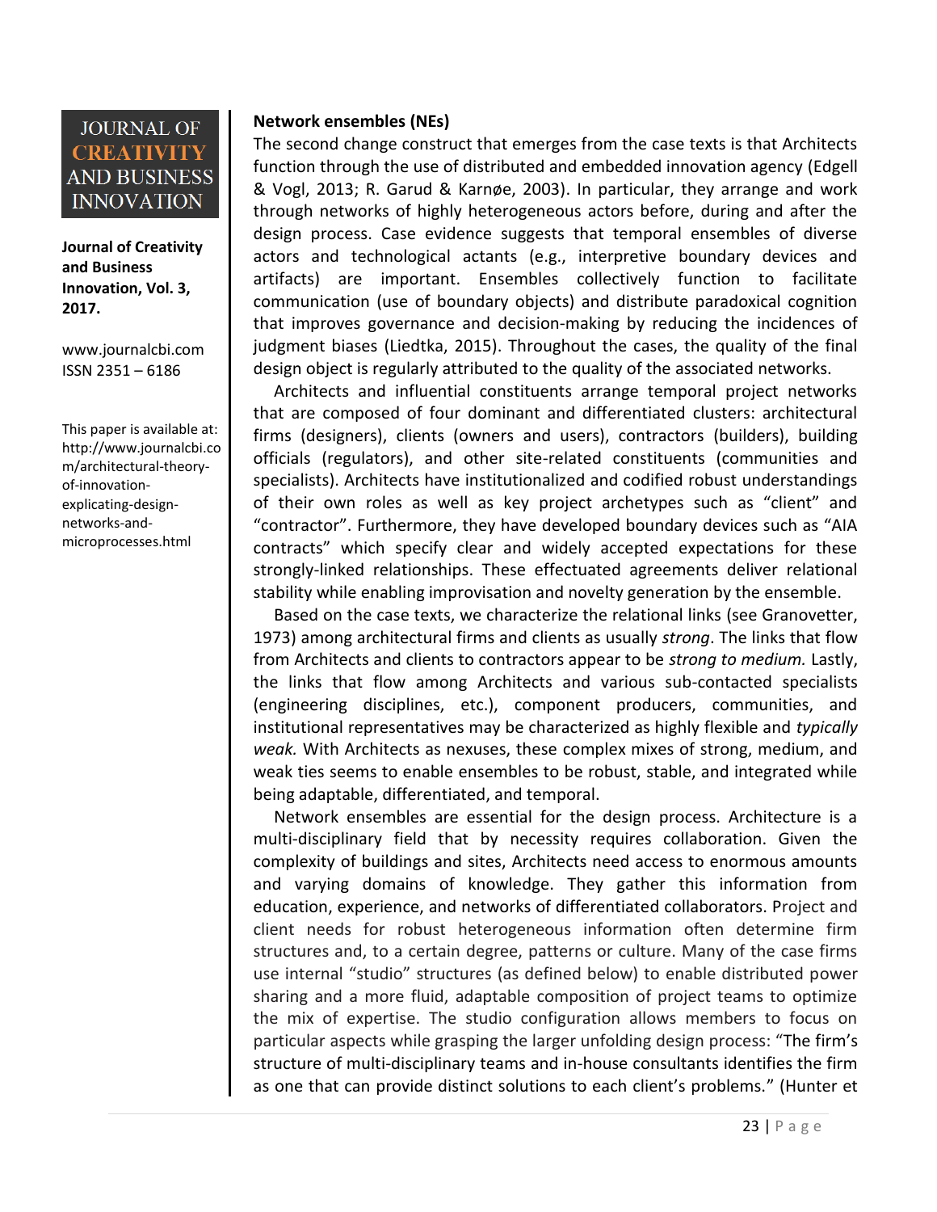**Network ensembles (NEs)**

The second change construct that emerges from the case texts is that Architects function through the use of distributed and embedded innovation agency (Edgell & Vogl, 2013; R. Garud & Karnøe, 2003). In particular, they arrange and work through networks of highly heterogeneous actors before, during and after the design process. Case evidence suggests that temporal ensembles of diverse actors and technological actants (e.g., interpretive boundary devices and artifacts) are important. Ensembles collectively function to facilitate communication (use of boundary objects) and distribute paradoxical cognition that improves governance and decision-making by reducing the incidences of judgment biases (Liedtka, 2015). Throughout the cases, the quality of the final design object is regularly attributed to the quality of the associated networks.

Architects and influential constituents arrange temporal project networks that are composed of four dominant and differentiated clusters: architectural firms (designers), clients (owners and users), contractors (builders), building officials (regulators), and other site-related constituents (communities and specialists). Architects have institutionalized and codified robust understandings of their own roles as well as key project archetypes such as "client" and "contractor". Furthermore, they have developed boundary devices such as "AIA contracts" which specify clear and widely accepted expectations for these strongly-linked relationships. These effectuated agreements deliver relational stability while enabling improvisation and novelty generation by the ensemble.

Based on the case texts, we characterize the relational links (see Granovetter, 1973) among architectural firms and clients as usually *strong*. The links that flow from Architects and clients to contractors appear to be *strong to medium.* Lastly, the links that flow among Architects and various sub-contacted specialists (engineering disciplines, etc.), component producers, communities, and institutional representatives may be characterized as highly flexible and *typically weak.* With Architects as nexuses, these complex mixes of strong, medium, and weak ties seems to enable ensembles to be robust, stable, and integrated while being adaptable, differentiated, and temporal.

Network ensembles are essential for the design process. Architecture is a multi-disciplinary field that by necessity requires collaboration. Given the complexity of buildings and sites, Architects need access to enormous amounts and varying domains of knowledge. They gather this information from education, experience, and networks of differentiated collaborators. Project and client needs for robust heterogeneous information often determine firm structures and, to a certain degree, patterns or culture. Many of the case firms use internal "studio" structures (as defined below) to enable distributed power sharing and a more fluid, adaptable composition of project teams to optimize the mix of expertise. The studio configuration allows members to focus on particular aspects while grasping the larger unfolding design process: "The firm's structure of multi-disciplinary teams and in-house consultants identifies the firm as one that can provide distinct solutions to each client's problems." (Hunter et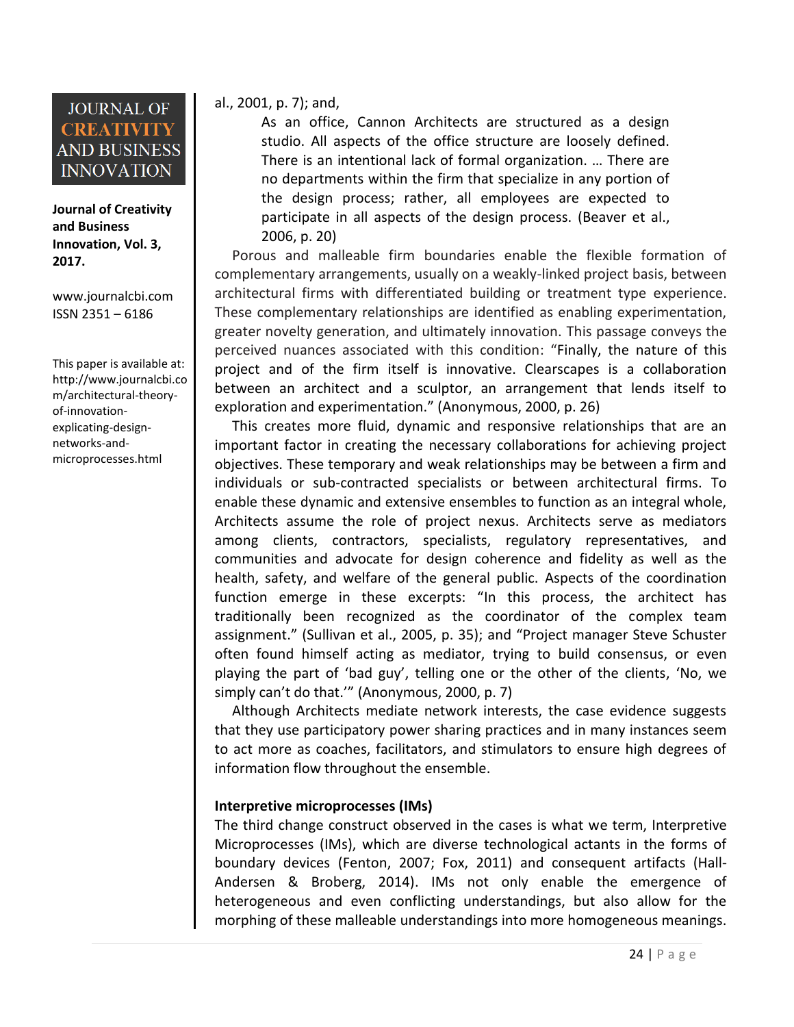al., 2001, p. 7); and,

> As an office, Cannon Architects are structured as a design studio. All aspects of the office structure are loosely defined. There is an intentional lack of formal organization. … There are no departments within the firm that specialize in any portion of the design process; rather, all employees are expected to participate in all aspects of the design process. (Beaver et al., 2006, p. 20)

Porous and malleable firm boundaries enable the flexible formation of complementary arrangements, usually on a weakly-linked project basis, between architectural firms with differentiated building or treatment type experience. These complementary relationships are identified as enabling experimentation, greater novelty generation, and ultimately innovation. This passage conveys the perceived nuances associated with this condition: "Finally, the nature of this project and of the firm itself is innovative. Clearscapes is a collaboration between an architect and a sculptor, an arrangement that lends itself to exploration and experimentation." (Anonymous, 2000, p. 26)

This creates more fluid, dynamic and responsive relationships that are an important factor in creating the necessary collaborations for achieving project objectives. These temporary and weak relationships may be between a firm and individuals or sub-contracted specialists or between architectural firms. To enable these dynamic and extensive ensembles to function as an integral whole, Architects assume the role of project nexus. Architects serve as mediators among clients, contractors, specialists, regulatory representatives, and communities and advocate for design coherence and fidelity as well as the health, safety, and welfare of the general public. Aspects of the coordination function emerge in these excerpts: "In this process, the architect has traditionally been recognized as the coordinator of the complex team assignment." (Sullivan et al., 2005, p. 35); and "Project manager Steve Schuster often found himself acting as mediator, trying to build consensus, or even playing the part of 'bad guy', telling one or the other of the clients, 'No, we simply can't do that.'" (Anonymous, 2000, p. 7)

Although Architects mediate network interests, the case evidence suggests that they use participatory power sharing practices and in many instances seem to act more as coaches, facilitators, and stimulators to ensure high degrees of information flow throughout the ensemble.

**Interpretive microprocesses (IMs)**

The third change construct observed in the cases is what we term, Interpretive Microprocesses (IMs), which are diverse technological actants in the forms of boundary devices (Fenton, 2007; Fox, 2011) and consequent artifacts (Hall-Andersen & Broberg, 2014). IMs not only enable the emergence of heterogeneous and even conflicting understandings, but also allow for the morphing of these malleable understandings into more homogeneous meanings.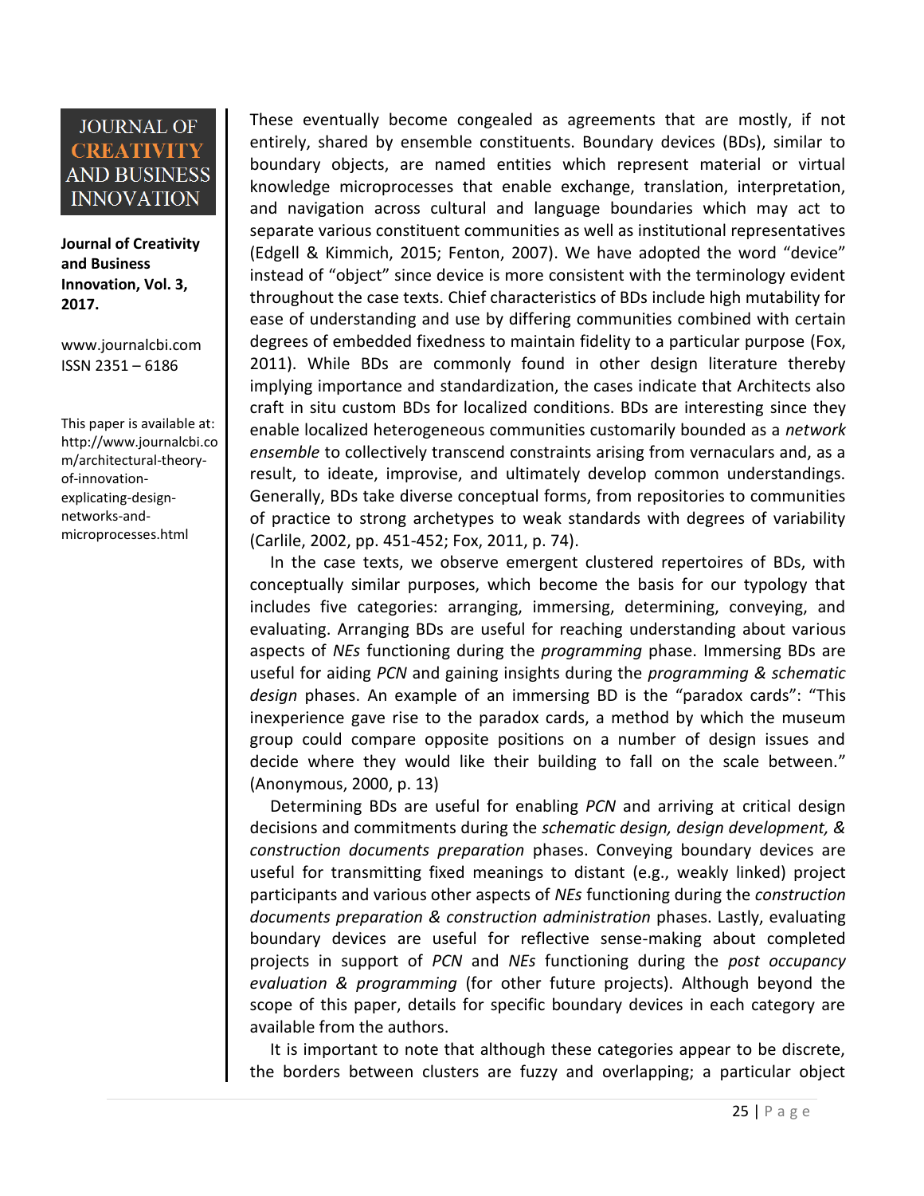These eventually become congealed as agreements that are mostly, if not entirely, shared by ensemble constituents. Boundary devices (BDs), similar to boundary objects, are named entities which represent material or virtual knowledge microprocesses that enable exchange, translation, interpretation, and navigation across cultural and language boundaries which may act to separate various constituent communities as well as institutional representatives (Edgell & Kimmich, 2015; Fenton, 2007). We have adopted the word "device" instead of "object" since device is more consistent with the terminology evident throughout the case texts. Chief characteristics of BDs include high mutability for ease of understanding and use by differing communities combined with certain degrees of embedded fixedness to maintain fidelity to a particular purpose (Fox, 2011). While BDs are commonly found in other design literature thereby implying importance and standardization, the cases indicate that Architects also craft in situ custom BDs for localized conditions. BDs are interesting since they enable localized heterogeneous communities customarily bounded as a *network ensemble* to collectively transcend constraints arising from vernaculars and, as a result, to ideate, improvise, and ultimately develop common understandings. Generally, BDs take diverse conceptual forms, from repositories to communities of practice to strong archetypes to weak standards with degrees of variability (Carlile, 2002, pp. 451-452; Fox, 2011, p. 74).

In the case texts, we observe emergent clustered repertoires of BDs, with conceptually similar purposes, which become the basis for our typology that includes five categories: arranging, immersing, determining, conveying, and evaluating. Arranging BDs are useful for reaching understanding about various aspects of *NEs* functioning during the *programming* phase. Immersing BDs are useful for aiding *PCN* and gaining insights during the *programming & schematic design* phases. An example of an immersing BD is the "paradox cards": "This inexperience gave rise to the paradox cards, a method by which the museum group could compare opposite positions on a number of design issues and decide where they would like their building to fall on the scale between." (Anonymous, 2000, p. 13)

Determining BDs are useful for enabling *PCN* and arriving at critical design decisions and commitments during the *schematic design, design development, & construction documents preparation* phases. Conveying boundary devices are useful for transmitting fixed meanings to distant (e.g., weakly linked) project participants and various other aspects of *NEs* functioning during the *construction documents preparation & construction administration* phases. Lastly, evaluating boundary devices are useful for reflective sense-making about completed projects in support of *PCN* and *NEs* functioning during the *post occupancy evaluation & programming* (for other future projects). Although beyond the scope of this paper, details for specific boundary devices in each category are available from the authors.

It is important to note that although these categories appear to be discrete, the borders between clusters are fuzzy and overlapping; a particular object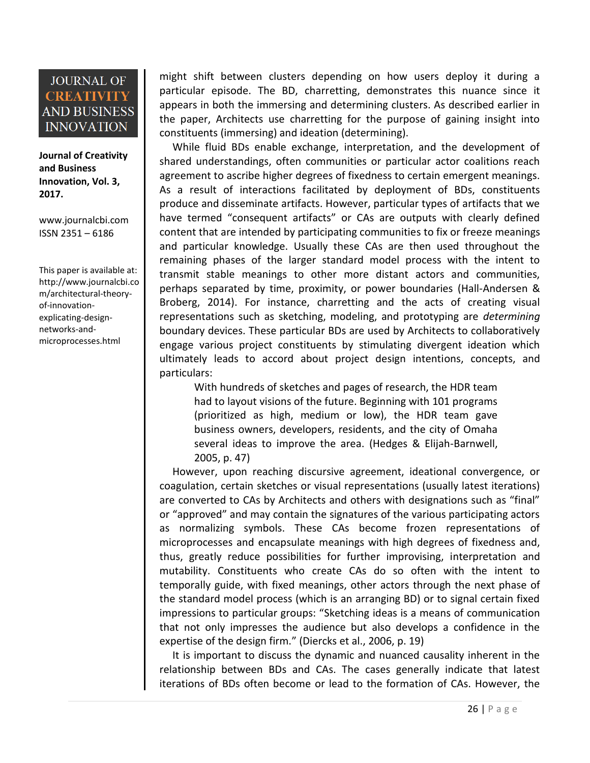might shift between clusters depending on how users deploy it during a particular episode. The BD, charretting, demonstrates this nuance since it appears in both the immersing and determining clusters. As described earlier in the paper, Architects use charretting for the purpose of gaining insight into constituents (immersing) and ideation (determining).

While fluid BDs enable exchange, interpretation, and the development of shared understandings, often communities or particular actor coalitions reach agreement to ascribe higher degrees of fixedness to certain emergent meanings. As a result of interactions facilitated by deployment of BDs, constituents produce and disseminate artifacts. However, particular types of artifacts that we have termed "consequent artifacts" or CAs are outputs with clearly defined content that are intended by participating communities to fix or freeze meanings and particular knowledge. Usually these CAs are then used throughout the remaining phases of the larger standard model process with the intent to transmit stable meanings to other more distant actors and communities, perhaps separated by time, proximity, or power boundaries (Hall-Andersen & Broberg, 2014). For instance, charretting and the acts of creating visual representations such as sketching, modeling, and prototyping are *determining* boundary devices. These particular BDs are used by Architects to collaboratively engage various project constituents by stimulating divergent ideation which ultimately leads to accord about project design intentions, concepts, and particulars:

> With hundreds of sketches and pages of research, the HDR team had to layout visions of the future. Beginning with 101 programs (prioritized as high, medium or low), the HDR team gave business owners, developers, residents, and the city of Omaha several ideas to improve the area. (Hedges & Elijah-Barnwell, 2005, p. 47)

However, upon reaching discursive agreement, ideational convergence, or coagulation, certain sketches or visual representations (usually latest iterations) are converted to CAs by Architects and others with designations such as "final" or "approved" and may contain the signatures of the various participating actors as normalizing symbols. These CAs become frozen representations of microprocesses and encapsulate meanings with high degrees of fixedness and, thus, greatly reduce possibilities for further improvising, interpretation and mutability. Constituents who create CAs do so often with the intent to temporally guide, with fixed meanings, other actors through the next phase of the standard model process (which is an arranging BD) or to signal certain fixed impressions to particular groups: "Sketching ideas is a means of communication that not only impresses the audience but also develops a confidence in the expertise of the design firm." (Diercks et al., 2006, p. 19)

It is important to discuss the dynamic and nuanced causality inherent in the relationship between BDs and CAs. The cases generally indicate that latest iterations of BDs often become or lead to the formation of CAs. However, the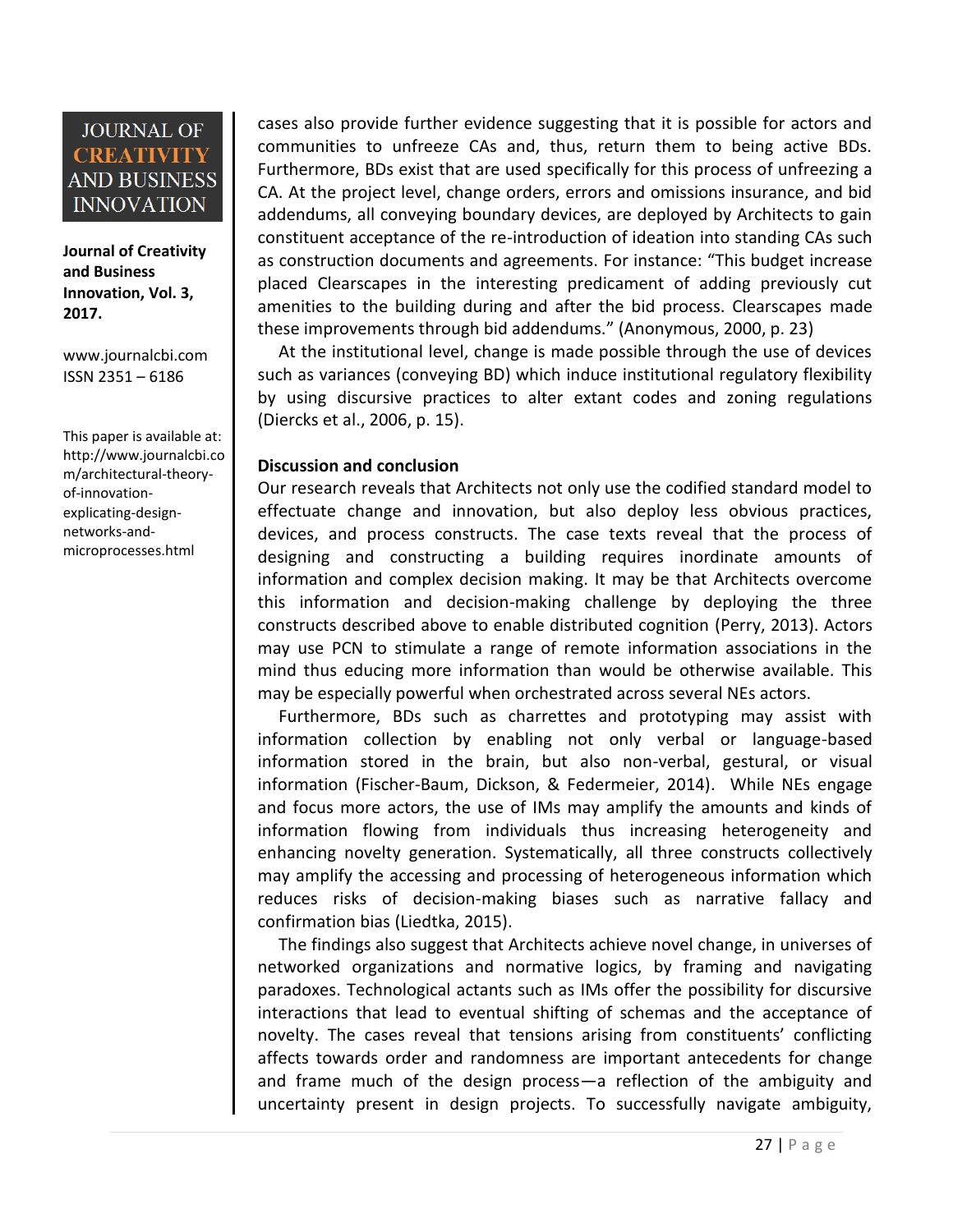cases also provide further evidence suggesting that it is possible for actors and communities to unfreeze CAs and, thus, return them to being active BDs. Furthermore, BDs exist that are used specifically for this process of unfreezing a CA. At the project level, change orders, errors and omissions insurance, and bid addendums, all conveying boundary devices, are deployed by Architects to gain constituent acceptance of the re-introduction of ideation into standing CAs such as construction documents and agreements. For instance: "This budget increase placed Clearscapes in the interesting predicament of adding previously cut amenities to the building during and after the bid process. Clearscapes made these improvements through bid addendums." (Anonymous, 2000, p. 23)

At the institutional level, change is made possible through the use of devices such as variances (conveying BD) which induce institutional regulatory flexibility by using discursive practices to alter extant codes and zoning regulations (Diercks et al., 2006, p. 15).

**Discussion and conclusion**

Our research reveals that Architects not only use the codified standard model to effectuate change and innovation, but also deploy less obvious practices, devices, and process constructs. The case texts reveal that the process of designing and constructing a building requires inordinate amounts of information and complex decision making. It may be that Architects overcome this information and decision-making challenge by deploying the three constructs described above to enable distributed cognition (Perry, 2013). Actors may use PCN to stimulate a range of remote information associations in the mind thus educing more information than would be otherwise available. This may be especially powerful when orchestrated across several NEs actors.

Furthermore, BDs such as charrettes and prototyping may assist with information collection by enabling not only verbal or language-based information stored in the brain, but also non-verbal, gestural, or visual information (Fischer-Baum, Dickson, & Federmeier, 2014). While NEs engage and focus more actors, the use of IMs may amplify the amounts and kinds of information flowing from individuals thus increasing heterogeneity and enhancing novelty generation. Systematically, all three constructs collectively may amplify the accessing and processing of heterogeneous information which reduces risks of decision-making biases such as narrative fallacy and confirmation bias (Liedtka, 2015).

The findings also suggest that Architects achieve novel change, in universes of networked organizations and normative logics, by framing and navigating paradoxes. Technological actants such as IMs offer the possibility for discursive interactions that lead to eventual shifting of schemas and the acceptance of novelty. The cases reveal that tensions arising from constituents' conflicting affects towards order and randomness are important antecedents for change and frame much of the design process—a reflection of the ambiguity and uncertainty present in design projects. To successfully navigate ambiguity,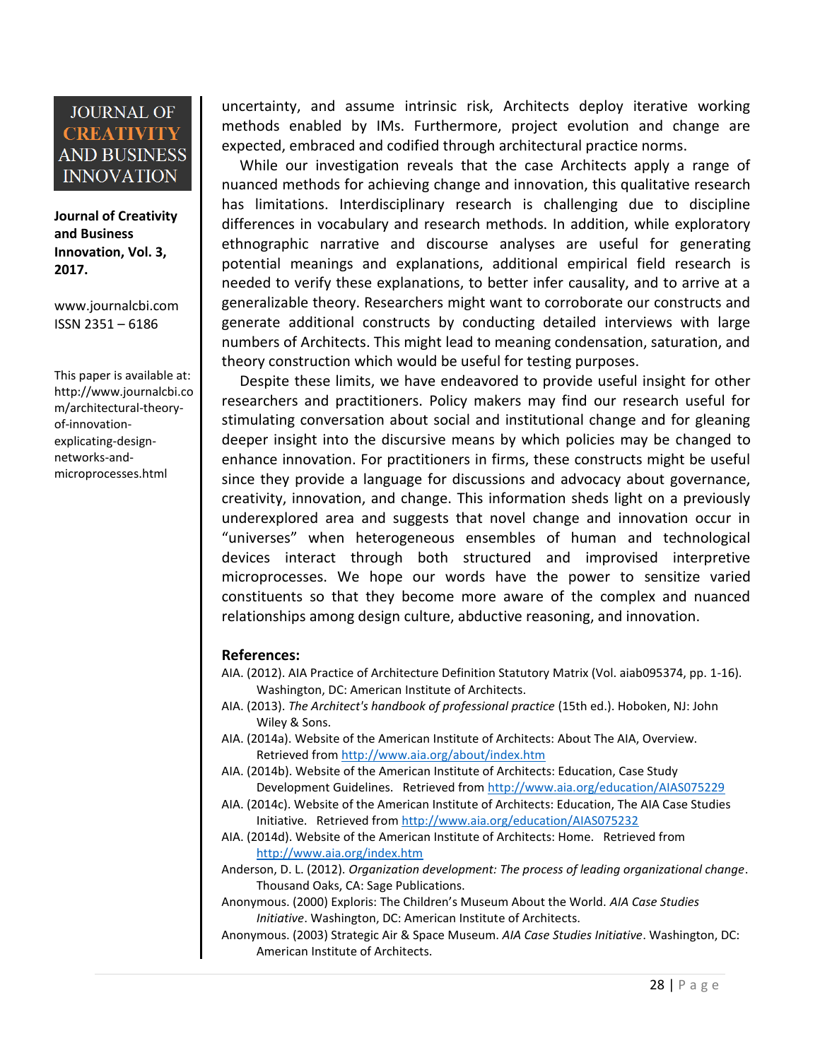uncertainty, and assume intrinsic risk, Architects deploy iterative working methods enabled by IMs. Furthermore, project evolution and change are expected, embraced and codified through architectural practice norms.

While our investigation reveals that the case Architects apply a range of nuanced methods for achieving change and innovation, this qualitative research has limitations. Interdisciplinary research is challenging due to discipline differences in vocabulary and research methods. In addition, while exploratory ethnographic narrative and discourse analyses are useful for generating potential meanings and explanations, additional empirical field research is needed to verify these explanations, to better infer causality, and to arrive at a generalizable theory. Researchers might want to corroborate our constructs and generate additional constructs by conducting detailed interviews with large numbers of Architects. This might lead to meaning condensation, saturation, and theory construction which would be useful for testing purposes.

Despite these limits, we have endeavored to provide useful insight for other researchers and practitioners. Policy makers may find our research useful for stimulating conversation about social and institutional change and for gleaning deeper insight into the discursive means by which policies may be changed to enhance innovation. For practitioners in firms, these constructs might be useful since they provide a language for discussions and advocacy about governance, creativity, innovation, and change. This information sheds light on a previously underexplored area and suggests that novel change and innovation occur in "universes" when heterogeneous ensembles of human and technological devices interact through both structured and improvised interpretive microprocesses. We hope our words have the power to sensitize varied constituents so that they become more aware of the complex and nuanced relationships among design culture, abductive reasoning, and innovation.

## References:

AIA. (2012). AIA Practice of Architecture Definition Statutory Matrix (Vol. aiab095374, pp. 1-16). Washington, DC: American Institute of Architects.

AIA. (2013). *The Architect's handbook of professional practice* (15th ed.). Hoboken, NJ: John Wiley & Sons.

AIA. (2014a). Website of the American Institute of Architects: About The AIA, Overview. Retrieved from http://www.aia.org/about/index.htm

AIA. (2014b). Website of the American Institute of Architects: Education, Case Study Development Guidelines. Retrieved from http://www.aia.org/education/AIAS075229

AIA. (2014c). Website of the American Institute of Architects: Education, The AIA Case Studies Initiative. Retrieved from http://www.aia.org/education/AIAS075232

AIA. (2014d). Website of the American Institute of Architects: Home. Retrieved from http://www.aia.org/index.htm

Anderson, D. L. (2012). *Organization development: The process of leading organizational change*. Thousand Oaks, CA: Sage Publications.

Anonymous. (2000) Exploris: The Children's Museum About the World. *AIA Case Studies Initiative*. Washington, DC: American Institute of Architects.

Anonymous. (2003) Strategic Air & Space Museum. *AIA Case Studies Initiative*. Washington, DC: American Institute of Architects.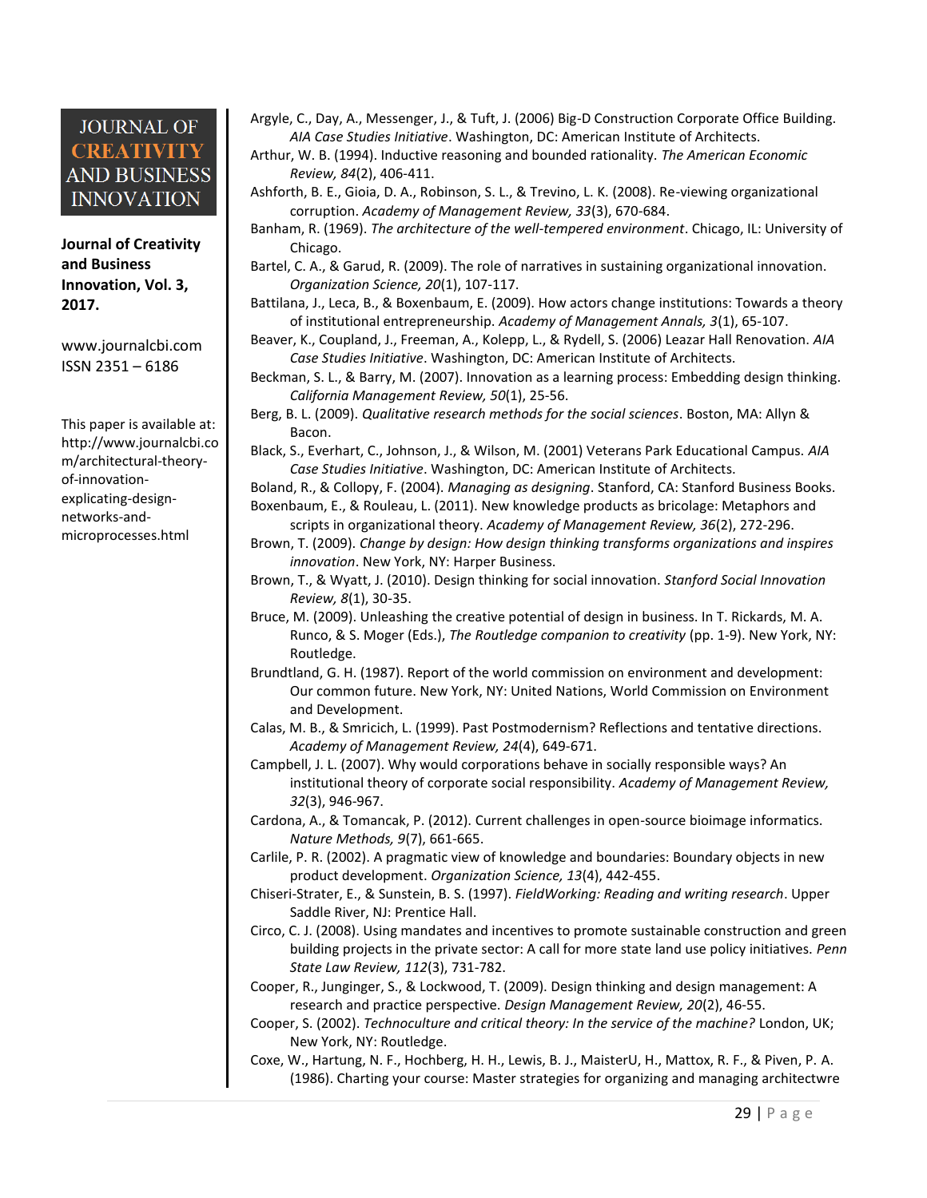Argyle, C., Day, A., Messenger, J., & Tuft, J. (2006) Big-D Construction Corporate Office Building. *AIA Case Studies Initiative*. Washington, DC: American Institute of Architects.

Arthur, W. B. (1994). Inductive reasoning and bounded rationality. *The American Economic Review, 84*(2), 406-411.

Ashforth, B. E., Gioia, D. A., Robinson, S. L., & Trevino, L. K. (2008). Re-viewing organizational corruption. *Academy of Management Review, 33*(3), 670-684.

Banham, R. (1969). *The architecture of the well-tempered environment*. Chicago, IL: University of Chicago.

Bartel, C. A., & Garud, R. (2009). The role of narratives in sustaining organizational innovation. *Organization Science, 20*(1), 107-117.

Battilana, J., Leca, B., & Boxenbaum, E. (2009). How actors change institutions: Towards a theory of institutional entrepreneurship. *Academy of Management Annals, 3*(1), 65-107.

Beaver, K., Coupland, J., Freeman, A., Kolepp, L., & Rydell, S. (2006) Leazar Hall Renovation. *AIA Case Studies Initiative*. Washington, DC: American Institute of Architects.

Beckman, S. L., & Barry, M. (2007). Innovation as a learning process: Embedding design thinking. *California Management Review, 50*(1), 25-56.

Berg, B. L. (2009). *Qualitative research methods for the social sciences*. Boston, MA: Allyn & Bacon.

Black, S., Everhart, C., Johnson, J., & Wilson, M. (2001) Veterans Park Educational Campus. *AIA Case Studies Initiative*. Washington, DC: American Institute of Architects.

Boland, R., & Collopy, F. (2004). *Managing as designing*. Stanford, CA: Stanford Business Books.

Boxenbaum, E., & Rouleau, L. (2011). New knowledge products as bricolage: Metaphors and scripts in organizational theory. *Academy of Management Review, 36*(2), 272-296.

Brown, T. (2009). *Change by design: How design thinking transforms organizations and inspires innovation*. New York, NY: Harper Business.

Brown, T., & Wyatt, J. (2010). Design thinking for social innovation. *Stanford Social Innovation Review, 8*(1), 30-35.

Bruce, M. (2009). Unleashing the creative potential of design in business. In T. Rickards, M. A. Runco, & S. Moger (Eds.), *The Routledge companion to creativity* (pp. 1-9). New York, NY: Routledge.

Brundtland, G. H. (1987). Report of the world commission on environment and development: Our common future. New York, NY: United Nations, World Commission on Environment and Development.

Calas, M. B., & Smricich, L. (1999). Past Postmodernism? Reflections and tentative directions. *Academy of Management Review, 24*(4), 649-671.

Campbell, J. L. (2007). Why would corporations behave in socially responsible ways? An institutional theory of corporate social responsibility. *Academy of Management Review, 32*(3), 946-967.

Cardona, A., & Tomancak, P. (2012). Current challenges in open-source bioimage informatics. *Nature Methods, 9*(7), 661-665.

Carlile, P. R. (2002). A pragmatic view of knowledge and boundaries: Boundary objects in new product development. *Organization Science, 13*(4), 442-455.

Chiseri-Strater, E., & Sunstein, B. S. (1997). *FieldWorking: Reading and writing research*. Upper Saddle River, NJ: Prentice Hall.

Circo, C. J. (2008). Using mandates and incentives to promote sustainable construction and green building projects in the private sector: A call for more state land use policy initiatives. *Penn State Law Review, 112*(3), 731-782.

Cooper, R., Junginger, S., & Lockwood, T. (2009). Design thinking and design management: A research and practice perspective. *Design Management Review, 20*(2), 46-55.

Cooper, S. (2002). *Technoculture and critical theory: In the service of the machine?* London, UK; New York, NY: Routledge.

Coxe, W., Hartung, N. F., Hochberg, H. H., Lewis, B. J., MaisterU, H., Mattox, R. F., & Piven, P. A. (1986). Charting your course: Master strategies for organizing and managing architectwre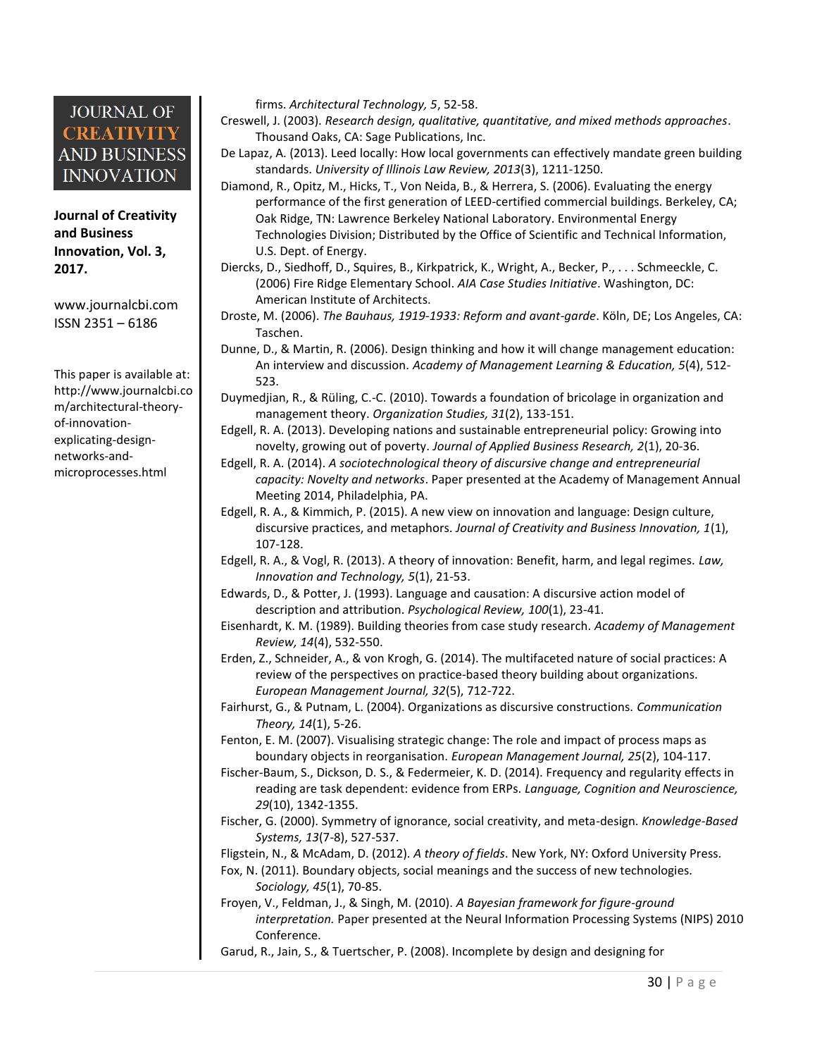firms. *Architectural Technology, 5*, 52-58.

Creswell, J. (2003). *Research design, qualitative, quantitative, and mixed methods approaches*. Thousand Oaks, CA: Sage Publications, Inc.

De Lapaz, A. (2013). Leed locally: How local governments can effectively mandate green building standards. *University of Illinois Law Review, 2013*(3), 1211-1250.

Diamond, R., Opitz, M., Hicks, T., Von Neida, B., & Herrera, S. (2006). Evaluating the energy performance of the first generation of LEED-certified commercial buildings. Berkeley, CA; Oak Ridge, TN: Lawrence Berkeley National Laboratory. Environmental Energy Technologies Division; Distributed by the Office of Scientific and Technical Information, U.S. Dept. of Energy.

Diercks, D., Siedhoff, D., Squires, B., Kirkpatrick, K., Wright, A., Becker, P., . . . Schmeeckle, C. (2006) Fire Ridge Elementary School. *AIA Case Studies Initiative*. Washington, DC: American Institute of Architects.

Droste, M. (2006). *The Bauhaus, 1919-1933: Reform and avant-garde*. Köln, DE; Los Angeles, CA: Taschen.

Dunne, D., & Martin, R. (2006). Design thinking and how it will change management education: An interview and discussion. *Academy of Management Learning & Education, 5*(4), 512-523.

Duymedjian, R., & Rüling, C.-C. (2010). Towards a foundation of bricolage in organization and management theory. *Organization Studies, 31*(2), 133-151.

Edgell, R. A. (2013). Developing nations and sustainable entrepreneurial policy: Growing into novelty, growing out of poverty. *Journal of Applied Business Research, 2*(1), 20-36.

Edgell, R. A. (2014). *A sociotechnological theory of discursive change and entrepreneurial capacity: Novelty and networks*. Paper presented at the Academy of Management Annual Meeting 2014, Philadelphia, PA.

Edgell, R. A., & Kimmich, P. (2015). A new view on innovation and language: Design culture, discursive practices, and metaphors. *Journal of Creativity and Business Innovation, 1*(1), 107-128.

Edgell, R. A., & Vogl, R. (2013). A theory of innovation: Benefit, harm, and legal regimes. *Law, Innovation and Technology, 5*(1), 21-53.

Edwards, D., & Potter, J. (1993). Language and causation: A discursive action model of description and attribution. *Psychological Review, 100*(1), 23-41.

Eisenhardt, K. M. (1989). Building theories from case study research. *Academy of Management Review, 14*(4), 532-550.

Erden, Z., Schneider, A., & von Krogh, G. (2014). The multifaceted nature of social practices: A review of the perspectives on practice-based theory building about organizations. *European Management Journal, 32*(5), 712-722.

Fairhurst, G., & Putnam, L. (2004). Organizations as discursive constructions. *Communication Theory, 14*(1), 5-26.

Fenton, E. M. (2007). Visualising strategic change: The role and impact of process maps as boundary objects in reorganisation. *European Management Journal, 25*(2), 104-117.

Fischer-Baum, S., Dickson, D. S., & Federmeier, K. D. (2014). Frequency and regularity effects in reading are task dependent: evidence from ERPs. *Language, Cognition and Neuroscience, 29*(10), 1342-1355.

Fischer, G. (2000). Symmetry of ignorance, social creativity, and meta-design. *Knowledge-Based Systems, 13*(7-8), 527-537.

Fligstein, N., & McAdam, D. (2012). *A theory of fields*. New York, NY: Oxford University Press.

Fox, N. (2011). Boundary objects, social meanings and the success of new technologies. *Sociology, 45*(1), 70-85.

Froyen, V., Feldman, J., & Singh, M. (2010). *A Bayesian framework for figure-ground interpretation.* Paper presented at the Neural Information Processing Systems (NIPS) 2010 Conference.

Garud, R., Jain, S., & Tuertscher, P. (2008). Incomplete by design and designing for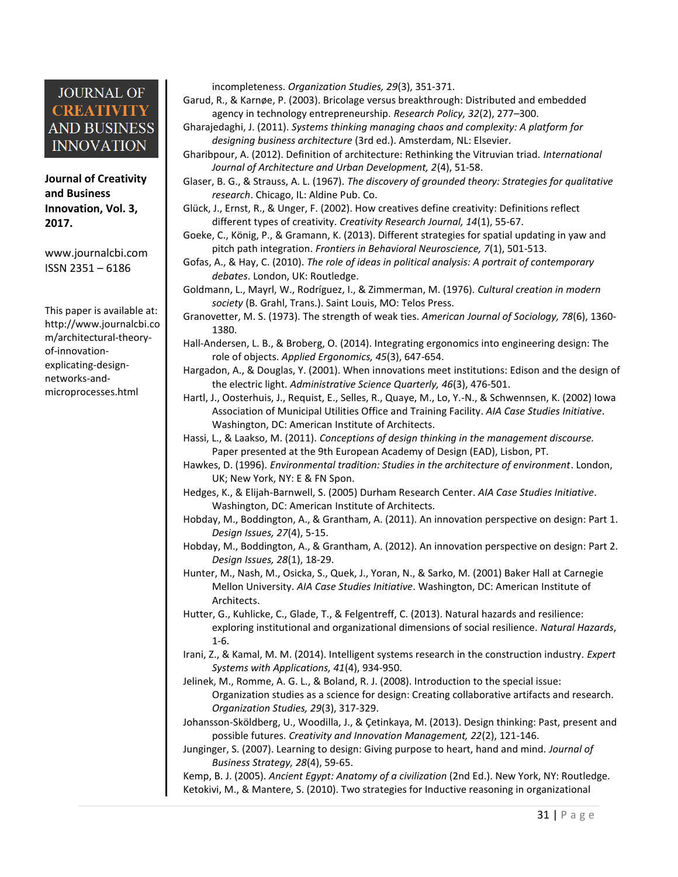incompleteness. *Organization Studies, 29*(3), 351-371.

Garud, R., & Karnøe, P. (2003). Bricolage versus breakthrough: Distributed and embedded agency in technology entrepreneurship. *Research Policy, 32*(2), 277–300.

Gharajedaghi, J. (2011). *Systems thinking managing chaos and complexity: A platform for designing business architecture* (3rd ed.). Amsterdam, NL: Elsevier.

Gharibpour, A. (2012). Definition of architecture: Rethinking the Vitruvian triad. *International Journal of Architecture and Urban Development, 2*(4), 51-58.

Glaser, B. G., & Strauss, A. L. (1967). *The discovery of grounded theory: Strategies for qualitative research*. Chicago, IL: Aldine Pub. Co.

Glück, J., Ernst, R., & Unger, F. (2002). How creatives define creativity: Definitions reflect different types of creativity. *Creativity Research Journal, 14*(1), 55-67.

Goeke, C., König, P., & Gramann, K. (2013). Different strategies for spatial updating in yaw and pitch path integration. *Frontiers in Behavioral Neuroscience, 7*(1), 501-513.

Gofas, A., & Hay, C. (2010). *The role of ideas in political analysis: A portrait of contemporary debates*. London, UK: Routledge.

Goldmann, L., Mayrl, W., Rodríguez, I., & Zimmerman, M. (1976). *Cultural creation in modern society* (B. Grahl, Trans.). Saint Louis, MO: Telos Press.

Granovetter, M. S. (1973). The strength of weak ties. *American Journal of Sociology, 78*(6), 1360-1380.

Hall-Andersen, L. B., & Broberg, O. (2014). Integrating ergonomics into engineering design: The role of objects. *Applied Ergonomics, 45*(3), 647-654.

Hargadon, A., & Douglas, Y. (2001). When innovations meet institutions: Edison and the design of the electric light. *Administrative Science Quarterly, 46*(3), 476-501.

Hartl, J., Oosterhuis, J., Requist, E., Selles, R., Quaye, M., Lo, Y.-N., & Schwennsen, K. (2002) Iowa Association of Municipal Utilities Office and Training Facility. *AIA Case Studies Initiative*. Washington, DC: American Institute of Architects.

Hassi, L., & Laakso, M. (2011). *Conceptions of design thinking in the management discourse.* Paper presented at the 9th European Academy of Design (EAD), Lisbon, PT.

Hawkes, D. (1996). *Environmental tradition: Studies in the architecture of environment*. London, UK; New York, NY: E & FN Spon.

Hedges, K., & Elijah-Barnwell, S. (2005) Durham Research Center. *AIA Case Studies Initiative*. Washington, DC: American Institute of Architects.

Hobday, M., Boddington, A., & Grantham, A. (2011). An innovation perspective on design: Part 1. *Design Issues, 27*(4), 5-15.

Hobday, M., Boddington, A., & Grantham, A. (2012). An innovation perspective on design: Part 2. *Design Issues, 28*(1), 18-29.

Hunter, M., Nash, M., Osicka, S., Quek, J., Yoran, N., & Sarko, M. (2001) Baker Hall at Carnegie Mellon University. *AIA Case Studies Initiative*. Washington, DC: American Institute of Architects.

Hutter, G., Kuhlicke, C., Glade, T., & Felgentreff, C. (2013). Natural hazards and resilience: exploring institutional and organizational dimensions of social resilience. *Natural Hazards*, 1-6.

Irani, Z., & Kamal, M. M. (2014). Intelligent systems research in the construction industry. *Expert Systems with Applications, 41*(4), 934-950.

Jelinek, M., Romme, A. G. L., & Boland, R. J. (2008). Introduction to the special issue: Organization studies as a science for design: Creating collaborative artifacts and research. *Organization Studies, 29*(3), 317-329.

Johansson-Sköldberg, U., Woodilla, J., & Çetinkaya, M. (2013). Design thinking: Past, present and possible futures. *Creativity and Innovation Management, 22*(2), 121-146.

Junginger, S. (2007). Learning to design: Giving purpose to heart, hand and mind. *Journal of Business Strategy, 28*(4), 59-65.

Kemp, B. J. (2005). *Ancient Egypt: Anatomy of a civilization* (2nd Ed.). New York, NY: Routledge.

Ketokivi, M., & Mantere, S. (2010). Two strategies for Inductive reasoning in organizational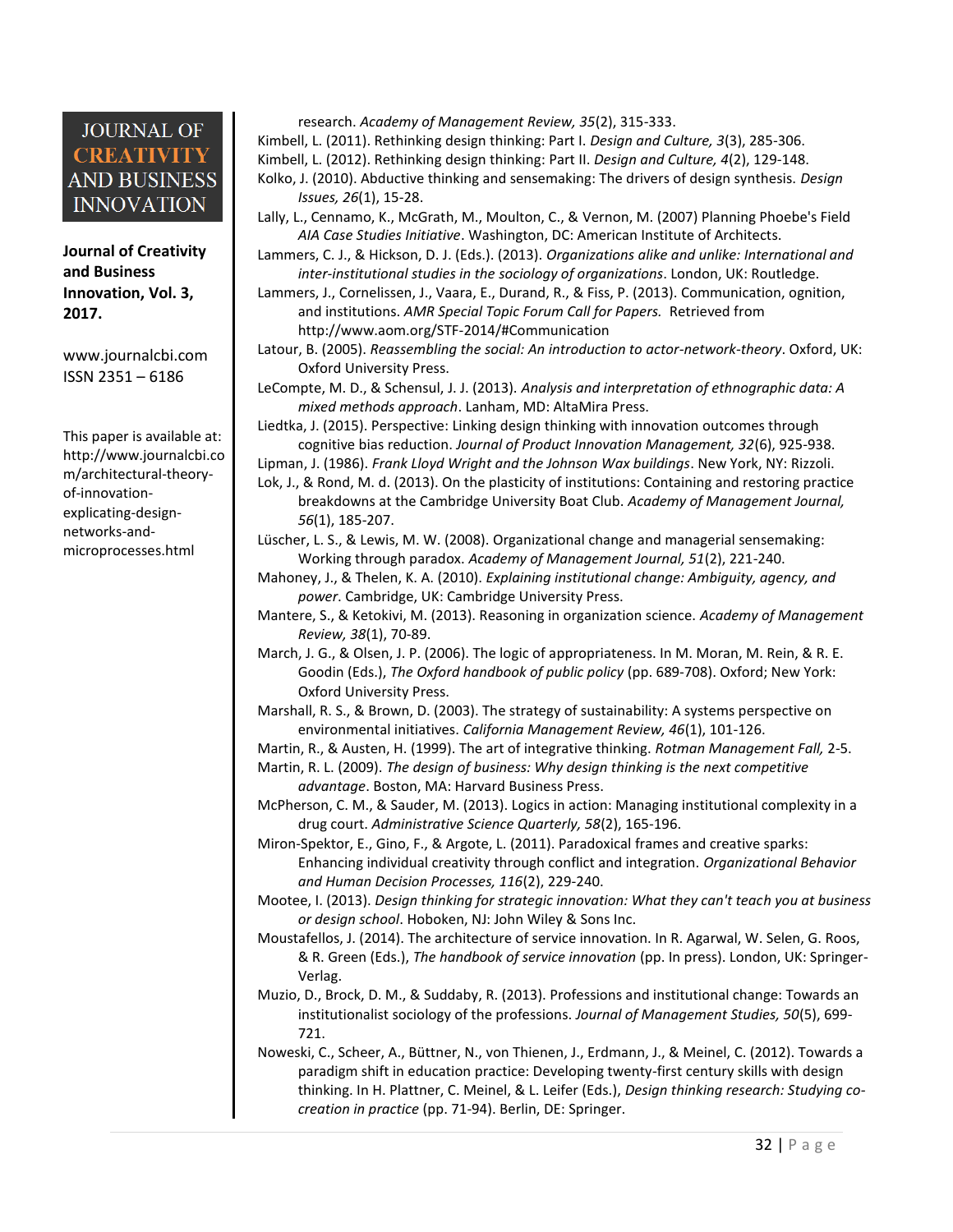research. *Academy of Management Review, 35*(2), 315-333.

Kimbell, L. (2011). Rethinking design thinking: Part I. *Design and Culture, 3*(3), 285-306.

Kimbell, L. (2012). Rethinking design thinking: Part II. *Design and Culture, 4*(2), 129-148.

Kolko, J. (2010). Abductive thinking and sensemaking: The drivers of design synthesis. *Design Issues, 26*(1), 15-28.

Lally, L., Cennamo, K., McGrath, M., Moulton, C., & Vernon, M. (2007) Planning Phoebe's Field *AIA Case Studies Initiative*. Washington, DC: American Institute of Architects.

Lammers, C. J., & Hickson, D. J. (Eds.). (2013). *Organizations alike and unlike: International and inter-institutional studies in the sociology of organizations*. London, UK: Routledge.

Lammers, J., Cornelissen, J., Vaara, E., Durand, R., & Fiss, P. (2013). Communication, ognition, and institutions. *AMR Special Topic Forum Call for Papers.* Retrieved from http://www.aom.org/STF-2014/#Communication

Latour, B. (2005). *Reassembling the social: An introduction to actor-network-theory*. Oxford, UK: Oxford University Press.

LeCompte, M. D., & Schensul, J. J. (2013). *Analysis and interpretation of ethnographic data: A mixed methods approach*. Lanham, MD: AltaMira Press.

Liedtka, J. (2015). Perspective: Linking design thinking with innovation outcomes through cognitive bias reduction. *Journal of Product Innovation Management, 32*(6), 925-938.

Lipman, J. (1986). *Frank Lloyd Wright and the Johnson Wax buildings*. New York, NY: Rizzoli.

Lok, J., & Rond, M. d. (2013). On the plasticity of institutions: Containing and restoring practice breakdowns at the Cambridge University Boat Club. *Academy of Management Journal, 56*(1), 185-207.

Lüscher, L. S., & Lewis, M. W. (2008). Organizational change and managerial sensemaking: Working through paradox. *Academy of Management Journal, 51*(2), 221-240.

Mahoney, J., & Thelen, K. A. (2010). *Explaining institutional change: Ambiguity, agency, and power*. Cambridge, UK: Cambridge University Press.

Mantere, S., & Ketokivi, M. (2013). Reasoning in organization science. *Academy of Management Review, 38*(1), 70-89.

March, J. G., & Olsen, J. P. (2006). The logic of appropriateness. In M. Moran, M. Rein, & R. E. Goodin (Eds.), *The Oxford handbook of public policy* (pp. 689-708). Oxford; New York: Oxford University Press.

Marshall, R. S., & Brown, D. (2003). The strategy of sustainability: A systems perspective on environmental initiatives. *California Management Review, 46*(1), 101-126.

Martin, R., & Austen, H. (1999). The art of integrative thinking. *Rotman Management Fall,* 2-5.

Martin, R. L. (2009). *The design of business: Why design thinking is the next competitive advantage*. Boston, MA: Harvard Business Press.

McPherson, C. M., & Sauder, M. (2013). Logics in action: Managing institutional complexity in a drug court. *Administrative Science Quarterly, 58*(2), 165-196.

Miron-Spektor, E., Gino, F., & Argote, L. (2011). Paradoxical frames and creative sparks: Enhancing individual creativity through conflict and integration. *Organizational Behavior and Human Decision Processes, 116*(2), 229-240.

Mootee, I. (2013). *Design thinking for strategic innovation: What they can't teach you at business or design school*. Hoboken, NJ: John Wiley & Sons Inc.

Moustafellos, J. (2014). The architecture of service innovation. In R. Agarwal, W. Selen, G. Roos, & R. Green (Eds.), *The handbook of service innovation* (pp. In press). London, UK: Springer-Verlag.

Muzio, D., Brock, D. M., & Suddaby, R. (2013). Professions and institutional change: Towards an institutionalist sociology of the professions. *Journal of Management Studies, 50*(5), 699-721.

Noweski, C., Scheer, A., Büttner, N., von Thienen, J., Erdmann, J., & Meinel, C. (2012). Towards a paradigm shift in education practice: Developing twenty-first century skills with design thinking. In H. Plattner, C. Meinel, & L. Leifer (Eds.), *Design thinking research: Studying co-creation in practice* (pp. 71-94). Berlin, DE: Springer.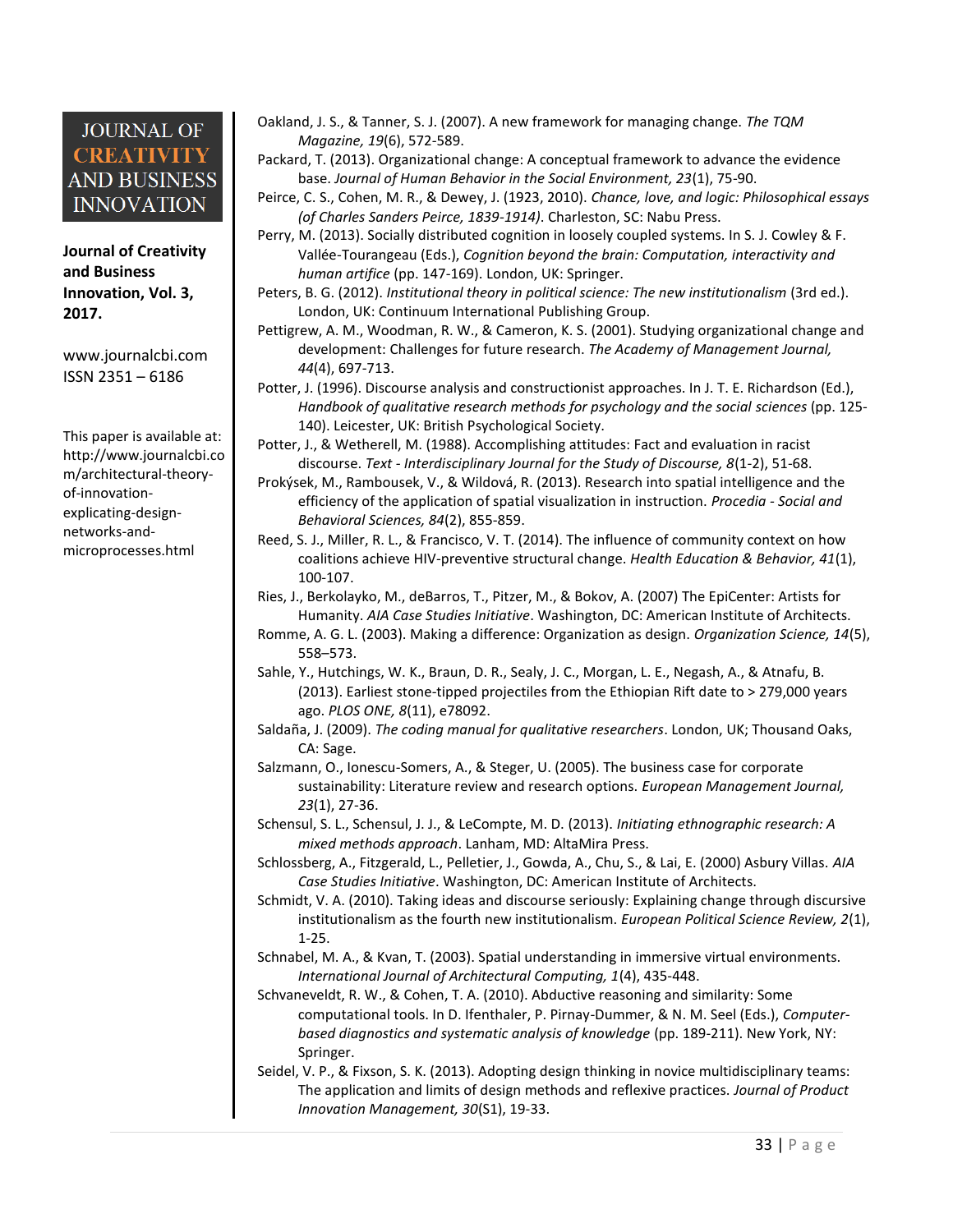Oakland, J. S., & Tanner, S. J. (2007). A new framework for managing change. *The TQM Magazine, 19*(6), 572-589.

Packard, T. (2013). Organizational change: A conceptual framework to advance the evidence base. *Journal of Human Behavior in the Social Environment, 23*(1), 75-90.

Peirce, C. S., Cohen, M. R., & Dewey, J. (1923, 2010). *Chance, love, and logic: Philosophical essays (of Charles Sanders Peirce, 1839-1914)*. Charleston, SC: Nabu Press.

Perry, M. (2013). Socially distributed cognition in loosely coupled systems. In S. J. Cowley & F. Vallée-Tourangeau (Eds.), *Cognition beyond the brain: Computation, interactivity and human artifice* (pp. 147-169). London, UK: Springer.

Peters, B. G. (2012). *Institutional theory in political science: The new institutionalism* (3rd ed.). London, UK: Continuum International Publishing Group.

Pettigrew, A. M., Woodman, R. W., & Cameron, K. S. (2001). Studying organizational change and development: Challenges for future research. *The Academy of Management Journal, 44*(4), 697-713.

Potter, J. (1996). Discourse analysis and constructionist approaches. In J. T. E. Richardson (Ed.), *Handbook of qualitative research methods for psychology and the social sciences* (pp. 125-140). Leicester, UK: British Psychological Society.

Potter, J., & Wetherell, M. (1988). Accomplishing attitudes: Fact and evaluation in racist discourse. *Text - Interdisciplinary Journal for the Study of Discourse, 8*(1-2), 51-68.

Prokýsek, M., Rambousek, V., & Wildová, R. (2013). Research into spatial intelligence and the efficiency of the application of spatial visualization in instruction. *Procedia - Social and Behavioral Sciences, 84*(2), 855-859.

Reed, S. J., Miller, R. L., & Francisco, V. T. (2014). The influence of community context on how coalitions achieve HIV-preventive structural change. *Health Education & Behavior, 41*(1), 100-107.

Ries, J., Berkolayko, M., deBarros, T., Pitzer, M., & Bokov, A. (2007) The EpiCenter: Artists for Humanity. *AIA Case Studies Initiative*. Washington, DC: American Institute of Architects.

Romme, A. G. L. (2003). Making a difference: Organization as design. *Organization Science, 14*(5), 558–573.

Sahle, Y., Hutchings, W. K., Braun, D. R., Sealy, J. C., Morgan, L. E., Negash, A., & Atnafu, B. (2013). Earliest stone-tipped projectiles from the Ethiopian Rift date to > 279,000 years ago. *PLOS ONE, 8*(11), e78092.

Saldaña, J. (2009). *The coding manual for qualitative researchers*. London, UK; Thousand Oaks, CA: Sage.

Salzmann, O., Ionescu-Somers, A., & Steger, U. (2005). The business case for corporate sustainability: Literature review and research options. *European Management Journal, 23*(1), 27-36.

Schensul, S. L., Schensul, J. J., & LeCompte, M. D. (2013). *Initiating ethnographic research: A mixed methods approach*. Lanham, MD: AltaMira Press.

Schlossberg, A., Fitzgerald, L., Pelletier, J., Gowda, A., Chu, S., & Lai, E. (2000) Asbury Villas. *AIA Case Studies Initiative*. Washington, DC: American Institute of Architects.

Schmidt, V. A. (2010). Taking ideas and discourse seriously: Explaining change through discursive institutionalism as the fourth new institutionalism. *European Political Science Review, 2*(1), 1-25.

Schnabel, M. A., & Kvan, T. (2003). Spatial understanding in immersive virtual environments. *International Journal of Architectural Computing, 1*(4), 435-448.

Schvaneveldt, R. W., & Cohen, T. A. (2010). Abductive reasoning and similarity: Some computational tools. In D. Ifenthaler, P. Pirnay-Dummer, & N. M. Seel (Eds.), *Computer-based diagnostics and systematic analysis of knowledge* (pp. 189-211). New York, NY: Springer.

Seidel, V. P., & Fixson, S. K. (2013). Adopting design thinking in novice multidisciplinary teams: The application and limits of design methods and reflexive practices. *Journal of Product Innovation Management, 30*(S1), 19-33.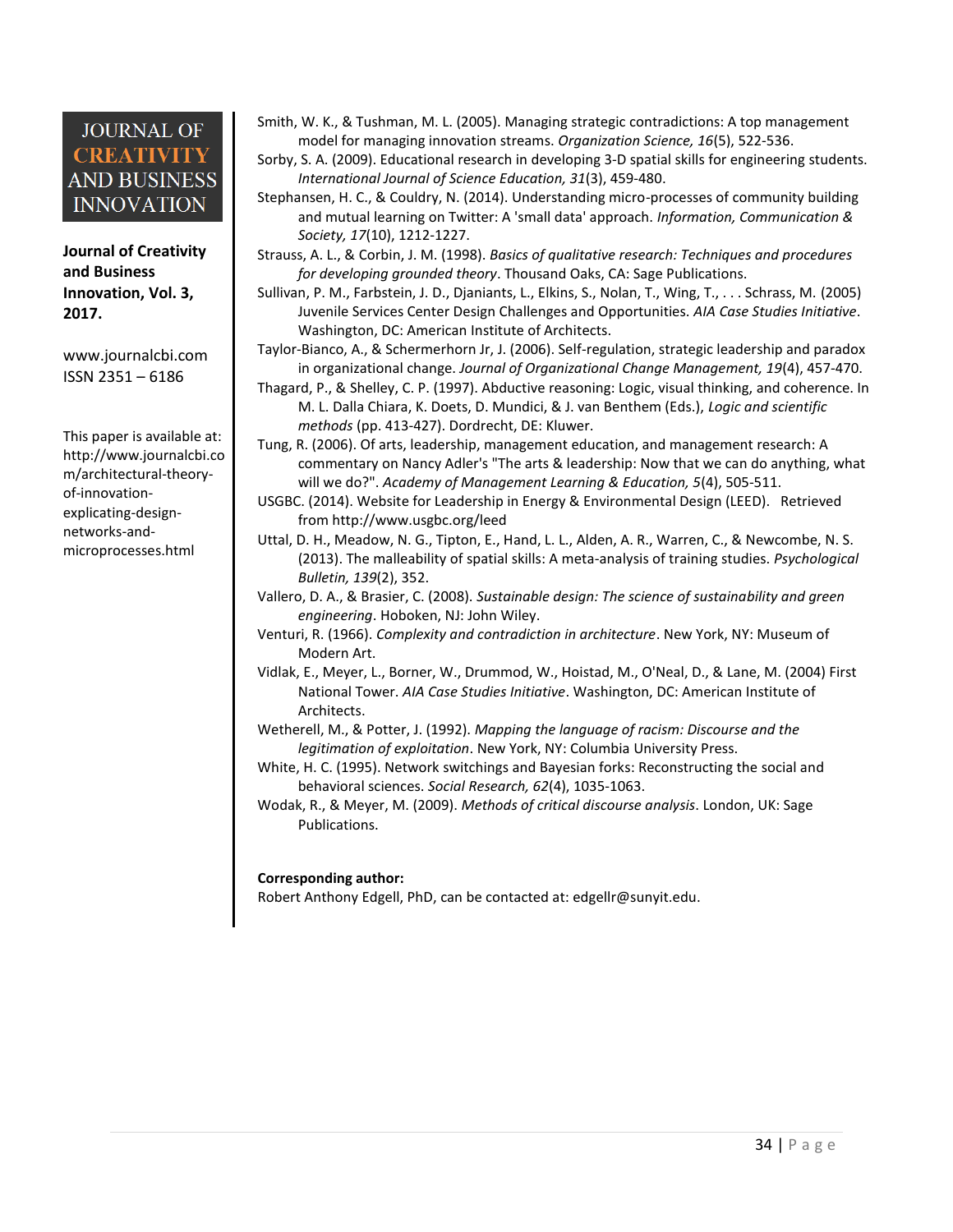Smith, W. K., & Tushman, M. L. (2005). Managing strategic contradictions: A top management model for managing innovation streams. *Organization Science, 16*(5), 522-536.

Sorby, S. A. (2009). Educational research in developing 3-D spatial skills for engineering students. *International Journal of Science Education, 31*(3), 459-480.

Stephansen, H. C., & Couldry, N. (2014). Understanding micro-processes of community building and mutual learning on Twitter: A 'small data' approach. *Information, Communication & Society, 17*(10), 1212-1227.

Strauss, A. L., & Corbin, J. M. (1998). *Basics of qualitative research: Techniques and procedures for developing grounded theory*. Thousand Oaks, CA: Sage Publications.

Sullivan, P. M., Farbstein, J. D., Djaniants, L., Elkins, S., Nolan, T., Wing, T., . . . Schrass, M. (2005) Juvenile Services Center Design Challenges and Opportunities. *AIA Case Studies Initiative*. Washington, DC: American Institute of Architects.

Taylor-Bianco, A., & Schermerhorn Jr, J. (2006). Self-regulation, strategic leadership and paradox in organizational change. *Journal of Organizational Change Management, 19*(4), 457-470.

Thagard, P., & Shelley, C. P. (1997). Abductive reasoning: Logic, visual thinking, and coherence. In M. L. Dalla Chiara, K. Doets, D. Mundici, & J. van Benthem (Eds.), *Logic and scientific methods* (pp. 413-427). Dordrecht, DE: Kluwer.

Tung, R. (2006). Of arts, leadership, management education, and management research: A commentary on Nancy Adler's "The arts & leadership: Now that we can do anything, what will we do?". *Academy of Management Learning & Education, 5*(4), 505-511.

USGBC. (2014). Website for Leadership in Energy & Environmental Design (LEED). Retrieved from http://www.usgbc.org/leed

Uttal, D. H., Meadow, N. G., Tipton, E., Hand, L. L., Alden, A. R., Warren, C., & Newcombe, N. S. (2013). The malleability of spatial skills: A meta-analysis of training studies. *Psychological Bulletin, 139*(2), 352.

Vallero, D. A., & Brasier, C. (2008). *Sustainable design: The science of sustainability and green engineering*. Hoboken, NJ: John Wiley.

Venturi, R. (1966). *Complexity and contradiction in architecture*. New York, NY: Museum of Modern Art.

Vidlak, E., Meyer, L., Borner, W., Drummod, W., Hoistad, M., O'Neal, D., & Lane, M. (2004) First National Tower. *AIA Case Studies Initiative*. Washington, DC: American Institute of Architects.

Wetherell, M., & Potter, J. (1992). *Mapping the language of racism: Discourse and the legitimation of exploitation*. New York, NY: Columbia University Press.

White, H. C. (1995). Network switchings and Bayesian forks: Reconstructing the social and behavioral sciences. *Social Research, 62*(4), 1035-1063.

Wodak, R., & Meyer, M. (2009). *Methods of critical discourse analysis*. London, UK: Sage Publications.

**Corresponding author:**
Robert Anthony Edgell, PhD, can be contacted at: edgellr@sunyit.edu.